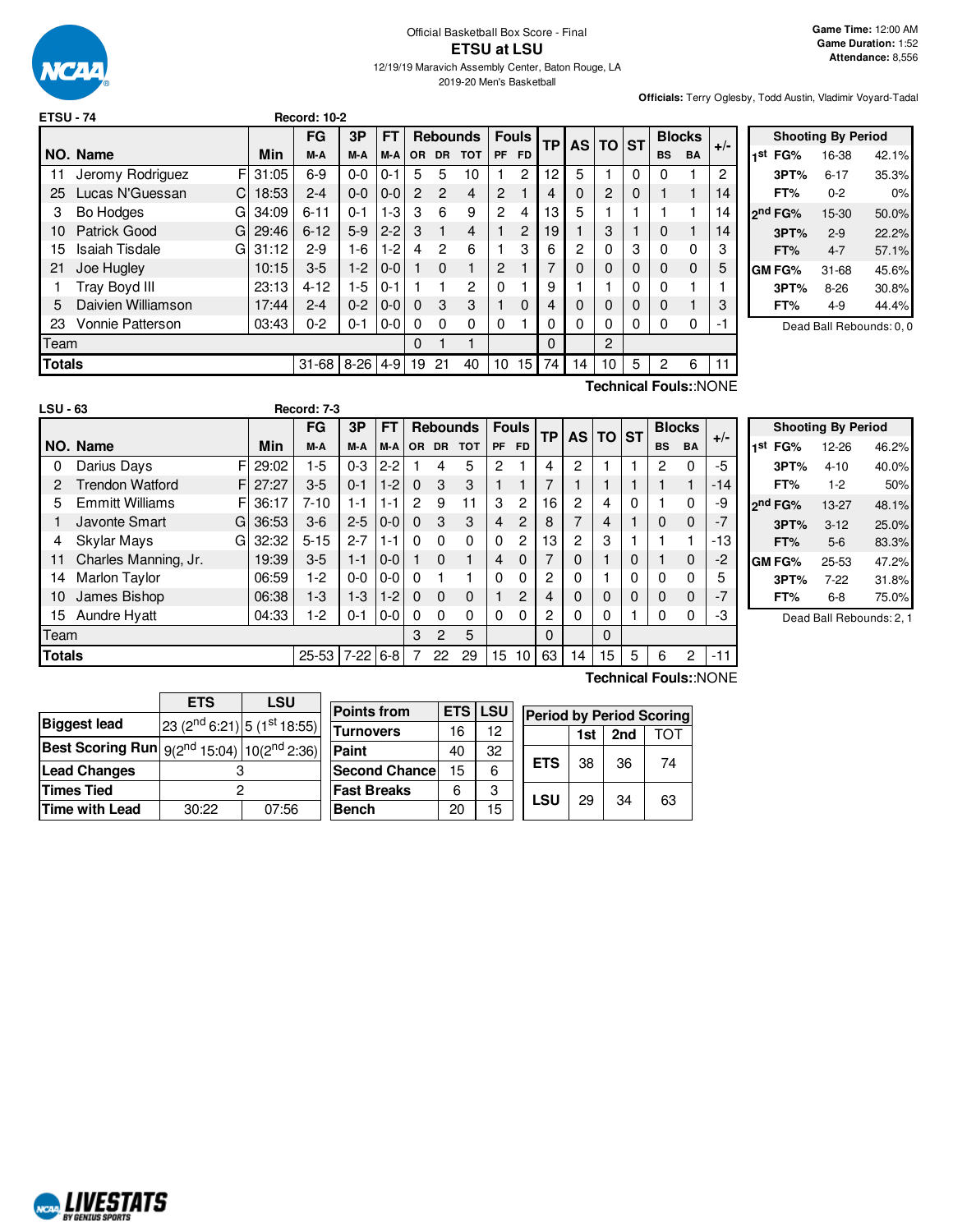Official Basketball Box Score - Final

# ETSU at LSU

12/19/19 Maravich Assembly Center, Baton Rouge, LA

2019-20 Men's Basketball

Game Time: 12:00 AM
Game Duration: 1:52
Attendance: 8,556

**Officials:** Terry Oglesby, Todd Austin, Vladimir Voyard-Tadal

## ETSU - 74 Record: 10-2

| NO. | Name | | Min | FG M-A | 3P M-A | FT M-A | OR | DR | TOT | PF | FD | TP | AS | TO | ST | BS | BA | +/- |
|---|---|---|---|---|---|---|---|---|---|---|---|---|---|---|---|---|---|---|
| 11 | Jeromy Rodriguez | F | 31:05 | 6-9 | 0-0 | 0-1 | 5 | 5 | 10 | 1 | 2 | 12 | 5 | 1 | 0 | 0 | 1 | 2 |
| 25 | Lucas N'Guessan | C | 18:53 | 2-4 | 0-0 | 0-0 | 2 | 2 | 4 | 2 | 1 | 4 | 0 | 2 | 0 | 1 | 1 | 14 |
| 3 | Bo Hodges | G | 34:09 | 6-11 | 0-1 | 1-3 | 3 | 6 | 9 | 2 | 4 | 13 | 5 | 1 | 1 | 1 | 1 | 14 |
| 10 | Patrick Good | G | 29:46 | 6-12 | 5-9 | 2-2 | 3 | 1 | 4 | 1 | 2 | 19 | 1 | 3 | 1 | 0 | 1 | 14 |
| 15 | Isaiah Tisdale | G | 31:12 | 2-9 | 1-6 | 1-2 | 4 | 2 | 6 | 1 | 3 | 6 | 2 | 0 | 3 | 0 | 0 | 3 |
| 21 | Joe Hugley | | 10:15 | 3-5 | 1-2 | 0-0 | 1 | 0 | 1 | 2 | 1 | 7 | 0 | 0 | 0 | 0 | 0 | 5 |
| 1 | Tray Boyd III | | 23:13 | 4-12 | 1-5 | 0-1 | 1 | 1 | 2 | 0 | 1 | 9 | 1 | 1 | 0 | 0 | 1 | 1 |
| 5 | Daivien Williamson | | 17:44 | 2-4 | 0-2 | 0-0 | 0 | 3 | 3 | 1 | 0 | 4 | 0 | 0 | 0 | 0 | 1 | 3 |
| 23 | Vonnie Patterson | | 03:43 | 0-2 | 0-1 | 0-0 | 0 | 0 | 0 | 0 | 1 | 0 | 0 | 0 | 0 | 0 | 0 | -1 |
| | Team | | | | | | 0 | 1 | 1 | | | 0 | | 2 | | | | |
| | **Totals** | | | 31-68 | 8-26 | 4-9 | 19 | 21 | 40 | 10 | 15 | 74 | 14 | 10 | 5 | 2 | 6 | 11 |

Technical Fouls::NONE

| Shooting By Period | | |
|---|---|---|
| 1st FG% | 16-38 | 42.1% |
| 3PT% | 6-17 | 35.3% |
| FT% | 0-2 | 0% |
| 2nd FG% | 15-30 | 50.0% |
| 3PT% | 2-9 | 22.2% |
| FT% | 4-7 | 57.1% |
| GM FG% | 31-68 | 45.6% |
| 3PT% | 8-26 | 30.8% |
| FT% | 4-9 | 44.4% |

Dead Ball Rebounds: 0, 0

## LSU - 63 Record: 7-3

| NO. | Name | | Min | FG M-A | 3P M-A | FT M-A | OR | DR | TOT | PF | FD | TP | AS | TO | ST | BS | BA | +/- |
|---|---|---|---|---|---|---|---|---|---|---|---|---|---|---|---|---|---|---|
| 0 | Darius Days | F | 29:02 | 1-5 | 0-3 | 2-2 | 1 | 4 | 5 | 2 | 1 | 4 | 2 | 1 | 1 | 2 | 0 | -5 |
| 2 | Trendon Watford | F | 27:27 | 3-5 | 0-1 | 1-2 | 0 | 3 | 3 | 1 | 1 | 7 | 1 | 1 | 1 | 1 | 1 | -14 |
| 5 | Emmitt Williams | F | 36:17 | 7-10 | 1-1 | 1-1 | 2 | 9 | 11 | 3 | 2 | 16 | 2 | 4 | 0 | 1 | 0 | -9 |
| 1 | Javonte Smart | G | 36:53 | 3-6 | 2-5 | 0-0 | 0 | 3 | 3 | 4 | 2 | 8 | 7 | 4 | 1 | 0 | 0 | -7 |
| 4 | Skylar Mays | G | 32:32 | 5-15 | 2-7 | 1-1 | 0 | 0 | 0 | 0 | 2 | 13 | 2 | 3 | 1 | 1 | 1 | -13 |
| 11 | Charles Manning, Jr. | | 19:39 | 3-5 | 1-1 | 0-0 | 1 | 0 | 1 | 4 | 0 | 7 | 0 | 1 | 0 | 1 | 0 | -2 |
| 14 | Marlon Taylor | | 06:59 | 1-2 | 0-0 | 0-0 | 0 | 1 | 1 | 0 | 0 | 2 | 0 | 1 | 0 | 0 | 0 | 5 |
| 10 | James Bishop | | 06:38 | 1-3 | 1-3 | 1-2 | 0 | 0 | 0 | 1 | 2 | 4 | 0 | 0 | 0 | 0 | 0 | -7 |
| 15 | Aundre Hyatt | | 04:33 | 1-2 | 0-1 | 0-0 | 0 | 0 | 0 | 0 | 0 | 2 | 0 | 0 | 1 | 0 | 0 | -3 |
| | Team | | | | | | 3 | 2 | 5 | | | 0 | | 0 | | | | |
| | **Totals** | | | 25-53 | 7-22 | 6-8 | 7 | 22 | 29 | 15 | 10 | 63 | 14 | 15 | 5 | 6 | 2 | -11 |

Technical Fouls::NONE

| Shooting By Period | | |
|---|---|---|
| 1st FG% | 12-26 | 46.2% |
| 3PT% | 4-10 | 40.0% |
| FT% | 1-2 | 50% |
| 2nd FG% | 13-27 | 48.1% |
| 3PT% | 3-12 | 25.0% |
| FT% | 5-6 | 83.3% |
| GM FG% | 25-53 | 47.2% |
| 3PT% | 7-22 | 31.8% |
| FT% | 6-8 | 75.0% |

Dead Ball Rebounds: 2, 1

| | ETS | LSU |
|---|---|---|
| Biggest lead | 23 (2nd 6:21) | 5 (1st 18:55) |
| Best Scoring Run | 9(2nd 15:04) | 10(2nd 2:36) |
| Lead Changes | 3 | |
| Times Tied | 2 | |
| Time with Lead | 30:22 | 07:56 |

| Points from | ETS | LSU |
|---|---|---|
| Turnovers | 16 | 12 |
| Paint | 40 | 32 |
| Second Chance | 15 | 6 |
| Fast Breaks | 6 | 3 |
| Bench | 20 | 15 |

| Period by Period Scoring | 1st | 2nd | TOT |
|---|---|---|---|
| ETS | 38 | 36 | 74 |
| LSU | 29 | 34 | 63 |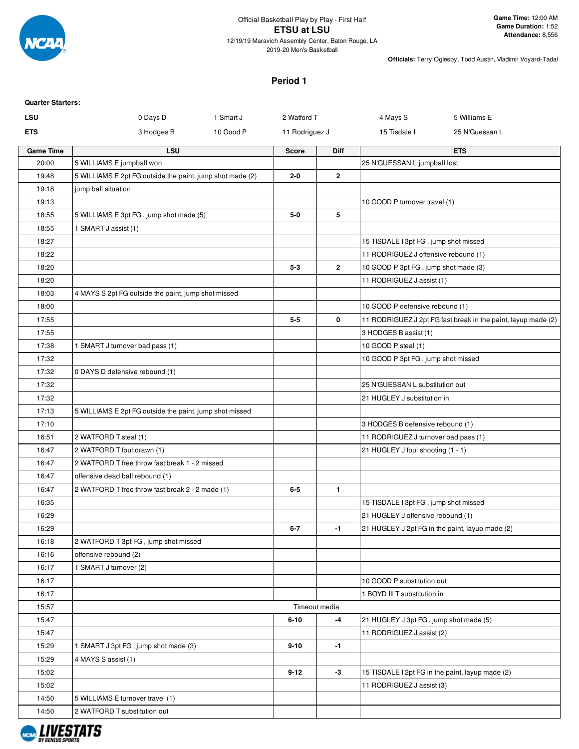Official Basketball Play by Play - First Half

# ETSU at LSU

12/19/19 Maravich Assembly Center, Baton Rouge, LA
2019-20 Men's Basketball

**Game Time:** 12:00 AM
**Game Duration:** 1:52
**Attendance:** 8,556

**Officials:** Terry Oglesby, Todd Austin, Vladimir Voyard-Tadal

## Period 1

**Quarter Starters:**

| | | | | | |
|---|---|---|---|---|---|
| LSU | 0 Days D | 1 Smart J | 2 Watford T | 4 Mays S | 5 Williams E |
| ETS | 3 Hodges B | 10 Good P | 11 Rodriguez J | 15 Tisdale I | 25 N'Guessan L |

| Game Time | LSU | Score | Diff | ETS |
|---|---|---|---|---|
| 20:00 | 5 WILLIAMS E jumpball won | | | 25 N'GUESSAN L jumpball lost |
| 19:48 | 5 WILLIAMS E 2pt FG outside the paint, jump shot made (2) | 2-0 | 2 | |
| 19:18 | jump ball situation | | | |
| 19:13 | | | | 10 GOOD P turnover travel (1) |
| 18:55 | 5 WILLIAMS E 3pt FG , jump shot made (5) | 5-0 | 5 | |
| 18:55 | 1 SMART J assist (1) | | | |
| 18:27 | | | | 15 TISDALE I 3pt FG , jump shot missed |
| 18:22 | | | | 11 RODRIGUEZ J offensive rebound (1) |
| 18:20 | | 5-3 | 2 | 10 GOOD P 3pt FG , jump shot made (3) |
| 18:20 | | | | 11 RODRIGUEZ J assist (1) |
| 18:03 | 4 MAYS S 2pt FG outside the paint, jump shot missed | | | |
| 18:00 | | | | 10 GOOD P defensive rebound (1) |
| 17:55 | | 5-5 | 0 | 11 RODRIGUEZ J 2pt FG fast break in the paint, layup made (2) |
| 17:55 | | | | 3 HODGES B assist (1) |
| 17:38 | 1 SMART J turnover bad pass (1) | | | 10 GOOD P steal (1) |
| 17:32 | | | | 10 GOOD P 3pt FG , jump shot missed |
| 17:32 | 0 DAYS D defensive rebound (1) | | | |
| 17:32 | | | | 25 N'GUESSAN L substitution out |
| 17:32 | | | | 21 HUGLEY J substitution in |
| 17:13 | 5 WILLIAMS E 2pt FG outside the paint, jump shot missed | | | |
| 17:10 | | | | 3 HODGES B defensive rebound (1) |
| 16:51 | 2 WATFORD T steal (1) | | | 11 RODRIGUEZ J turnover bad pass (1) |
| 16:47 | 2 WATFORD T foul drawn (1) | | | 21 HUGLEY J foul shooting (1 - 1) |
| 16:47 | 2 WATFORD T free throw fast break 1 - 2 missed | | | |
| 16:47 | offensive dead ball rebound (1) | | | |
| 16:47 | 2 WATFORD T free throw fast break 2 - 2 made (1) | 6-5 | 1 | |
| 16:35 | | | | 15 TISDALE I 3pt FG , jump shot missed |
| 16:29 | | | | 21 HUGLEY J offensive rebound (1) |
| 16:29 | | 6-7 | -1 | 21 HUGLEY J 2pt FG in the paint, layup made (2) |
| 16:18 | 2 WATFORD T 3pt FG , jump shot missed | | | |
| 16:16 | offensive rebound (2) | | | |
| 16:17 | 1 SMART J turnover (2) | | | |
| 16:17 | | | | 10 GOOD P substitution out |
| 16:17 | | | | 1 BOYD III T substitution in |
| 15:57 | Timeout media | | | |
| 15:47 | | 6-10 | -4 | 21 HUGLEY J 3pt FG , jump shot made (5) |
| 15:47 | | | | 11 RODRIGUEZ J assist (2) |
| 15:29 | 1 SMART J 3pt FG , jump shot made (3) | 9-10 | -1 | |
| 15:29 | 4 MAYS S assist (1) | | | |
| 15:02 | | 9-12 | -3 | 15 TISDALE I 2pt FG in the paint, layup made (2) |
| 15:02 | | | | 11 RODRIGUEZ J assist (3) |
| 14:50 | 5 WILLIAMS E turnover travel (1) | | | |
| 14:50 | 2 WATFORD T substitution out | | | |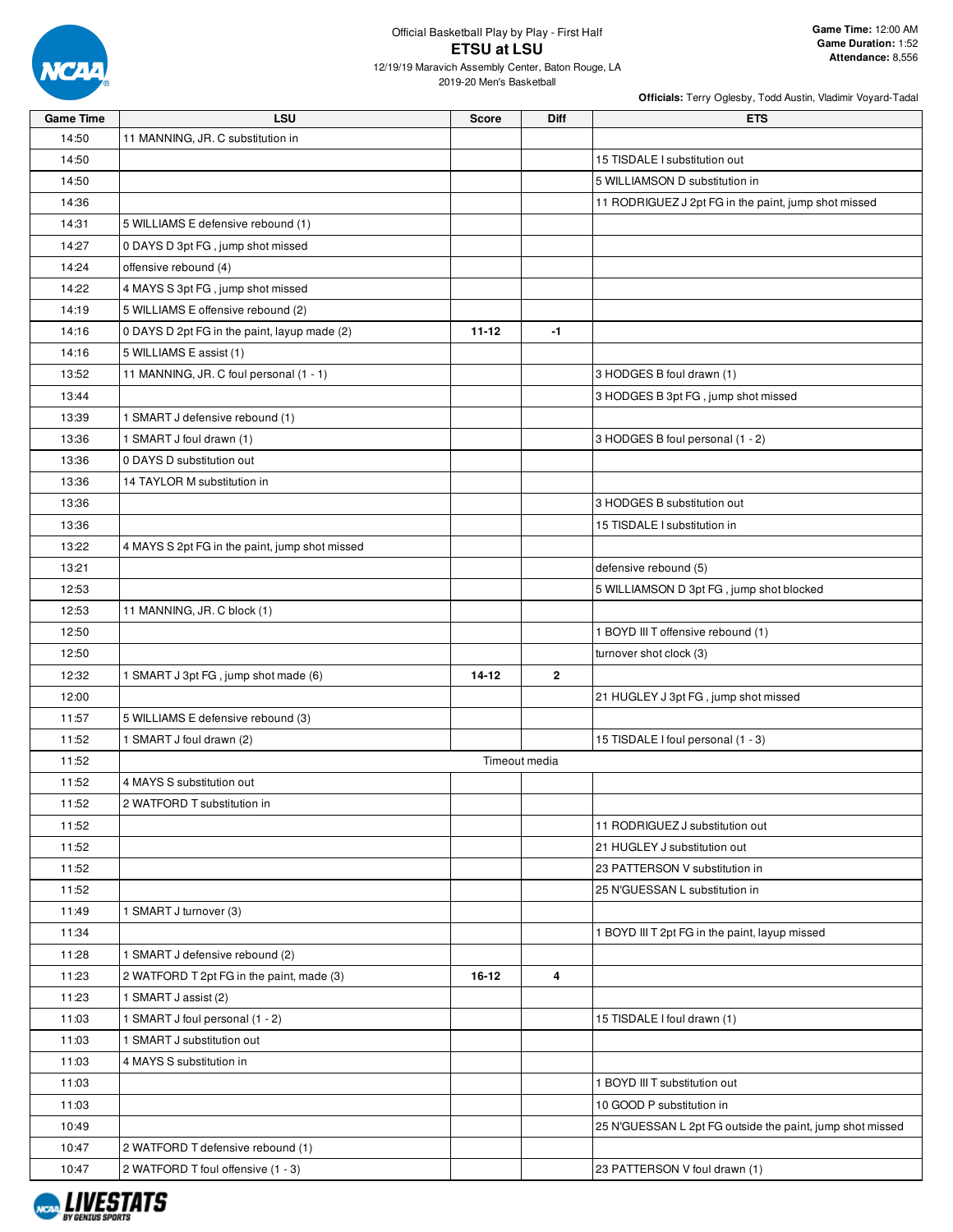Official Basketball Play by Play - First Half

# ETSU at LSU

12/19/19 Maravich Assembly Center, Baton Rouge, LA
2019-20 Men's Basketball

**Game Time:** 12:00 AM
**Game Duration:** 1:52
**Attendance:** 8,556

**Officials:** Terry Oglesby, Todd Austin, Vladimir Voyard-Tadal

| Game Time | LSU | Score | Diff | ETS |
|---|---|---|---|---|
| 14:50 | 11 MANNING, JR. C substitution in | | | |
| 14:50 | | | | 15 TISDALE I substitution out |
| 14:50 | | | | 5 WILLIAMSON D substitution in |
| 14:36 | | | | 11 RODRIGUEZ J 2pt FG in the paint, jump shot missed |
| 14:31 | 5 WILLIAMS E defensive rebound (1) | | | |
| 14:27 | 0 DAYS D 3pt FG , jump shot missed | | | |
| 14:24 | offensive rebound (4) | | | |
| 14:22 | 4 MAYS S 3pt FG , jump shot missed | | | |
| 14:19 | 5 WILLIAMS E offensive rebound (2) | | | |
| 14:16 | 0 DAYS D 2pt FG in the paint, layup made (2) | **11-12** | **-1** | |
| 14:16 | 5 WILLIAMS E assist (1) | | | |
| 13:52 | 11 MANNING, JR. C foul personal (1 - 1) | | | 3 HODGES B foul drawn (1) |
| 13:44 | | | | 3 HODGES B 3pt FG , jump shot missed |
| 13:39 | 1 SMART J defensive rebound (1) | | | |
| 13:36 | 1 SMART J foul drawn (1) | | | 3 HODGES B foul personal (1 - 2) |
| 13:36 | 0 DAYS D substitution out | | | |
| 13:36 | 14 TAYLOR M substitution in | | | |
| 13:36 | | | | 3 HODGES B substitution out |
| 13:36 | | | | 15 TISDALE I substitution in |
| 13:22 | 4 MAYS S 2pt FG in the paint, jump shot missed | | | |
| 13:21 | | | | defensive rebound (5) |
| 12:53 | | | | 5 WILLIAMSON D 3pt FG , jump shot blocked |
| 12:53 | 11 MANNING, JR. C block (1) | | | |
| 12:50 | | | | 1 BOYD III T offensive rebound (1) |
| 12:50 | | | | turnover shot clock (3) |
| 12:32 | 1 SMART J 3pt FG , jump shot made (6) | **14-12** | **2** | |
| 12:00 | | | | 21 HUGLEY J 3pt FG , jump shot missed |
| 11:57 | 5 WILLIAMS E defensive rebound (3) | | | |
| 11:52 | 1 SMART J foul drawn (2) | | | 15 TISDALE I foul personal (1 - 3) |
| 11:52 | Timeout media | | | |
| 11:52 | 4 MAYS S substitution out | | | |
| 11:52 | 2 WATFORD T substitution in | | | |
| 11:52 | | | | 11 RODRIGUEZ J substitution out |
| 11:52 | | | | 21 HUGLEY J substitution out |
| 11:52 | | | | 23 PATTERSON V substitution in |
| 11:52 | | | | 25 N'GUESSAN L substitution in |
| 11:49 | 1 SMART J turnover (3) | | | |
| 11:34 | | | | 1 BOYD III T 2pt FG in the paint, layup missed |
| 11:28 | 1 SMART J defensive rebound (2) | | | |
| 11:23 | 2 WATFORD T 2pt FG in the paint, made (3) | **16-12** | **4** | |
| 11:23 | 1 SMART J assist (2) | | | |
| 11:03 | 1 SMART J foul personal (1 - 2) | | | 15 TISDALE I foul drawn (1) |
| 11:03 | 1 SMART J substitution out | | | |
| 11:03 | 4 MAYS S substitution in | | | |
| 11:03 | | | | 1 BOYD III T substitution out |
| 11:03 | | | | 10 GOOD P substitution in |
| 10:49 | | | | 25 N'GUESSAN L 2pt FG outside the paint, jump shot missed |
| 10:47 | 2 WATFORD T defensive rebound (1) | | | |
| 10:47 | 2 WATFORD T foul offensive (1 - 3) | | | 23 PATTERSON V foul drawn (1) |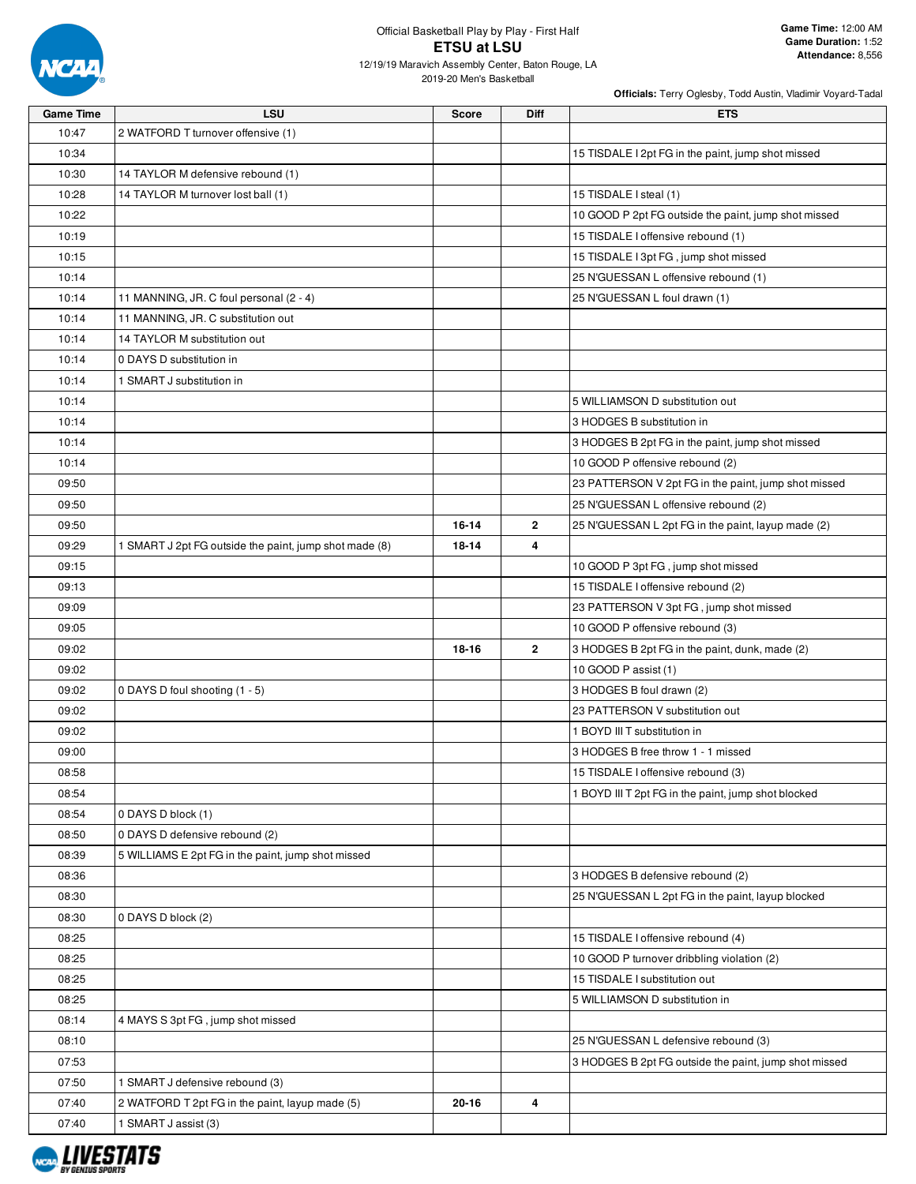Official Basketball Play by Play - First Half

# ETSU at LSU

12/19/19 Maravich Assembly Center, Baton Rouge, LA
2019-20 Men's Basketball

**Game Time:** 12:00 AM
**Game Duration:** 1:52
**Attendance:** 8,556

**Officials:** Terry Oglesby, Todd Austin, Vladimir Voyard-Tadal

| Game Time | LSU | Score | Diff | ETS |
|---|---|---|---|---|
| 10:47 | 2 WATFORD T turnover offensive (1) | | | |
| 10:34 | | | | 15 TISDALE I 2pt FG in the paint, jump shot missed |
| 10:30 | 14 TAYLOR M defensive rebound (1) | | | |
| 10:28 | 14 TAYLOR M turnover lost ball (1) | | | 15 TISDALE I steal (1) |
| 10:22 | | | | 10 GOOD P 2pt FG outside the paint, jump shot missed |
| 10:19 | | | | 15 TISDALE I offensive rebound (1) |
| 10:15 | | | | 15 TISDALE I 3pt FG , jump shot missed |
| 10:14 | | | | 25 N'GUESSAN L offensive rebound (1) |
| 10:14 | 11 MANNING, JR. C foul personal (2 - 4) | | | 25 N'GUESSAN L foul drawn (1) |
| 10:14 | 11 MANNING, JR. C substitution out | | | |
| 10:14 | 14 TAYLOR M substitution out | | | |
| 10:14 | 0 DAYS D substitution in | | | |
| 10:14 | 1 SMART J substitution in | | | |
| 10:14 | | | | 5 WILLIAMSON D substitution out |
| 10:14 | | | | 3 HODGES B substitution in |
| 10:14 | | | | 3 HODGES B 2pt FG in the paint, jump shot missed |
| 10:14 | | | | 10 GOOD P offensive rebound (2) |
| 09:50 | | | | 23 PATTERSON V 2pt FG in the paint, jump shot missed |
| 09:50 | | | | 25 N'GUESSAN L offensive rebound (2) |
| 09:50 | | 16-14 | 2 | 25 N'GUESSAN L 2pt FG in the paint, layup made (2) |
| 09:29 | 1 SMART J 2pt FG outside the paint, jump shot made (8) | 18-14 | 4 | |
| 09:15 | | | | 10 GOOD P 3pt FG , jump shot missed |
| 09:13 | | | | 15 TISDALE I offensive rebound (2) |
| 09:09 | | | | 23 PATTERSON V 3pt FG , jump shot missed |
| 09:05 | | | | 10 GOOD P offensive rebound (3) |
| 09:02 | | 18-16 | 2 | 3 HODGES B 2pt FG in the paint, dunk, made (2) |
| 09:02 | | | | 10 GOOD P assist (1) |
| 09:02 | 0 DAYS D foul shooting (1 - 5) | | | 3 HODGES B foul drawn (2) |
| 09:02 | | | | 23 PATTERSON V substitution out |
| 09:02 | | | | 1 BOYD III T substitution in |
| 09:00 | | | | 3 HODGES B free throw 1 - 1 missed |
| 08:58 | | | | 15 TISDALE I offensive rebound (3) |
| 08:54 | | | | 1 BOYD III T 2pt FG in the paint, jump shot blocked |
| 08:54 | 0 DAYS D block (1) | | | |
| 08:50 | 0 DAYS D defensive rebound (2) | | | |
| 08:39 | 5 WILLIAMS E 2pt FG in the paint, jump shot missed | | | |
| 08:36 | | | | 3 HODGES B defensive rebound (2) |
| 08:30 | | | | 25 N'GUESSAN L 2pt FG in the paint, layup blocked |
| 08:30 | 0 DAYS D block (2) | | | |
| 08:25 | | | | 15 TISDALE I offensive rebound (4) |
| 08:25 | | | | 10 GOOD P turnover dribbling violation (2) |
| 08:25 | | | | 15 TISDALE I substitution out |
| 08:25 | | | | 5 WILLIAMSON D substitution in |
| 08:14 | 4 MAYS S 3pt FG , jump shot missed | | | |
| 08:10 | | | | 25 N'GUESSAN L defensive rebound (3) |
| 07:53 | | | | 3 HODGES B 2pt FG outside the paint, jump shot missed |
| 07:50 | 1 SMART J defensive rebound (3) | | | |
| 07:40 | 2 WATFORD T 2pt FG in the paint, layup made (5) | 20-16 | 4 | |
| 07:40 | 1 SMART J assist (3) | | | |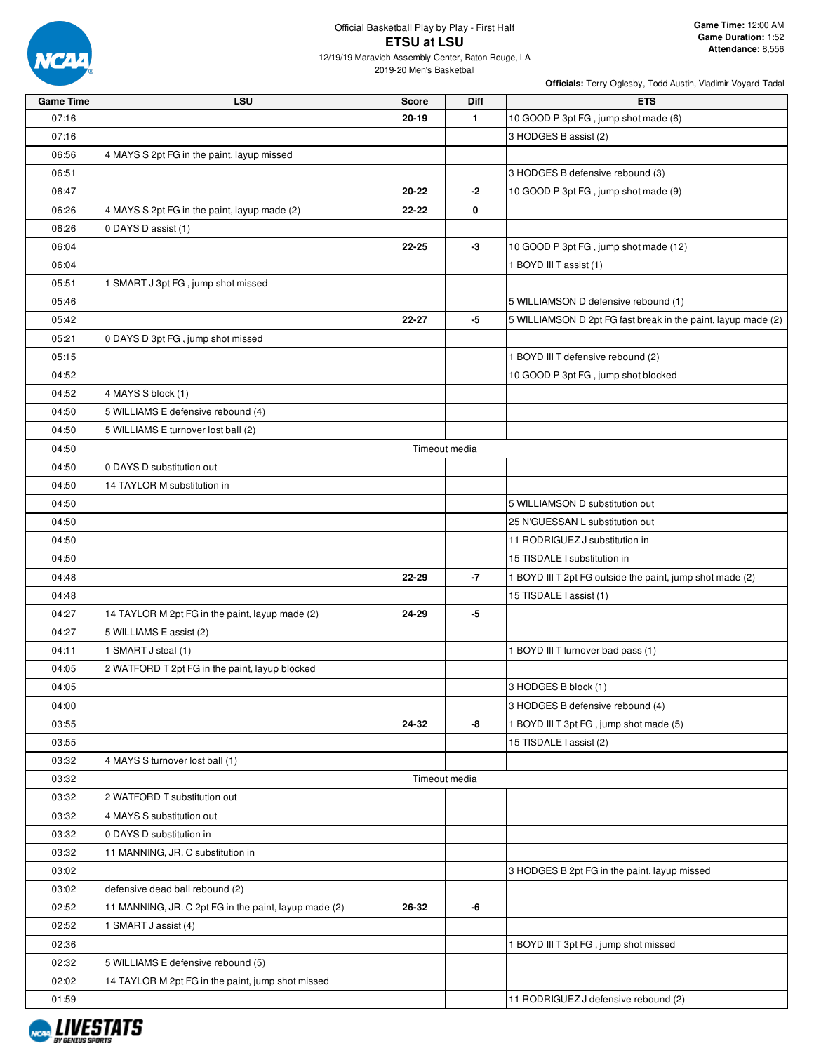Official Basketball Play by Play - First Half

# ETSU at LSU

12/19/19 Maravich Assembly Center, Baton Rouge, LA
2019-20 Men's Basketball

**Game Time:** 12:00 AM
**Game Duration:** 1:52
**Attendance:** 8,556

**Officials:** Terry Oglesby, Todd Austin, Vladimir Voyard-Tadal

| Game Time | LSU | Score | Diff | ETS |
|---|---|---|---|---|
| 07:16 | | 20-19 | 1 | 10 GOOD P 3pt FG , jump shot made (6) |
| 07:16 | | | | 3 HODGES B assist (2) |
| 06:56 | 4 MAYS S 2pt FG in the paint, layup missed | | | |
| 06:51 | | | | 3 HODGES B defensive rebound (3) |
| 06:47 | | 20-22 | -2 | 10 GOOD P 3pt FG , jump shot made (9) |
| 06:26 | 4 MAYS S 2pt FG in the paint, layup made (2) | 22-22 | 0 | |
| 06:26 | 0 DAYS D assist (1) | | | |
| 06:04 | | 22-25 | -3 | 10 GOOD P 3pt FG , jump shot made (12) |
| 06:04 | | | | 1 BOYD III T assist (1) |
| 05:51 | 1 SMART J 3pt FG , jump shot missed | | | |
| 05:46 | | | | 5 WILLIAMSON D defensive rebound (1) |
| 05:42 | | 22-27 | -5 | 5 WILLIAMSON D 2pt FG fast break in the paint, layup made (2) |
| 05:21 | 0 DAYS D 3pt FG , jump shot missed | | | |
| 05:15 | | | | 1 BOYD III T defensive rebound (2) |
| 04:52 | | | | 10 GOOD P 3pt FG , jump shot blocked |
| 04:52 | 4 MAYS S block (1) | | | |
| 04:50 | 5 WILLIAMS E defensive rebound (4) | | | |
| 04:50 | 5 WILLIAMS E turnover lost ball (2) | | | |
| 04:50 | Timeout media | | | |
| 04:50 | 0 DAYS D substitution out | | | |
| 04:50 | 14 TAYLOR M substitution in | | | |
| 04:50 | | | | 5 WILLIAMSON D substitution out |
| 04:50 | | | | 25 N'GUESSAN L substitution out |
| 04:50 | | | | 11 RODRIGUEZ J substitution in |
| 04:50 | | | | 15 TISDALE I substitution in |
| 04:48 | | 22-29 | -7 | 1 BOYD III T 2pt FG outside the paint, jump shot made (2) |
| 04:48 | | | | 15 TISDALE I assist (1) |
| 04:27 | 14 TAYLOR M 2pt FG in the paint, layup made (2) | 24-29 | -5 | |
| 04:27 | 5 WILLIAMS E assist (2) | | | |
| 04:11 | 1 SMART J steal (1) | | | 1 BOYD III T turnover bad pass (1) |
| 04:05 | 2 WATFORD T 2pt FG in the paint, layup blocked | | | |
| 04:05 | | | | 3 HODGES B block (1) |
| 04:00 | | | | 3 HODGES B defensive rebound (4) |
| 03:55 | | 24-32 | -8 | 1 BOYD III T 3pt FG , jump shot made (5) |
| 03:55 | | | | 15 TISDALE I assist (2) |
| 03:32 | 4 MAYS S turnover lost ball (1) | | | |
| 03:32 | Timeout media | | | |
| 03:32 | 2 WATFORD T substitution out | | | |
| 03:32 | 4 MAYS S substitution out | | | |
| 03:32 | 0 DAYS D substitution in | | | |
| 03:32 | 11 MANNING, JR. C substitution in | | | |
| 03:02 | | | | 3 HODGES B 2pt FG in the paint, layup missed |
| 03:02 | defensive dead ball rebound (2) | | | |
| 02:52 | 11 MANNING, JR. C 2pt FG in the paint, layup made (2) | 26-32 | -6 | |
| 02:52 | 1 SMART J assist (4) | | | |
| 02:36 | | | | 1 BOYD III T 3pt FG , jump shot missed |
| 02:32 | 5 WILLIAMS E defensive rebound (5) | | | |
| 02:02 | 14 TAYLOR M 2pt FG in the paint, jump shot missed | | | |
| 01:59 | | | | 11 RODRIGUEZ J defensive rebound (2) |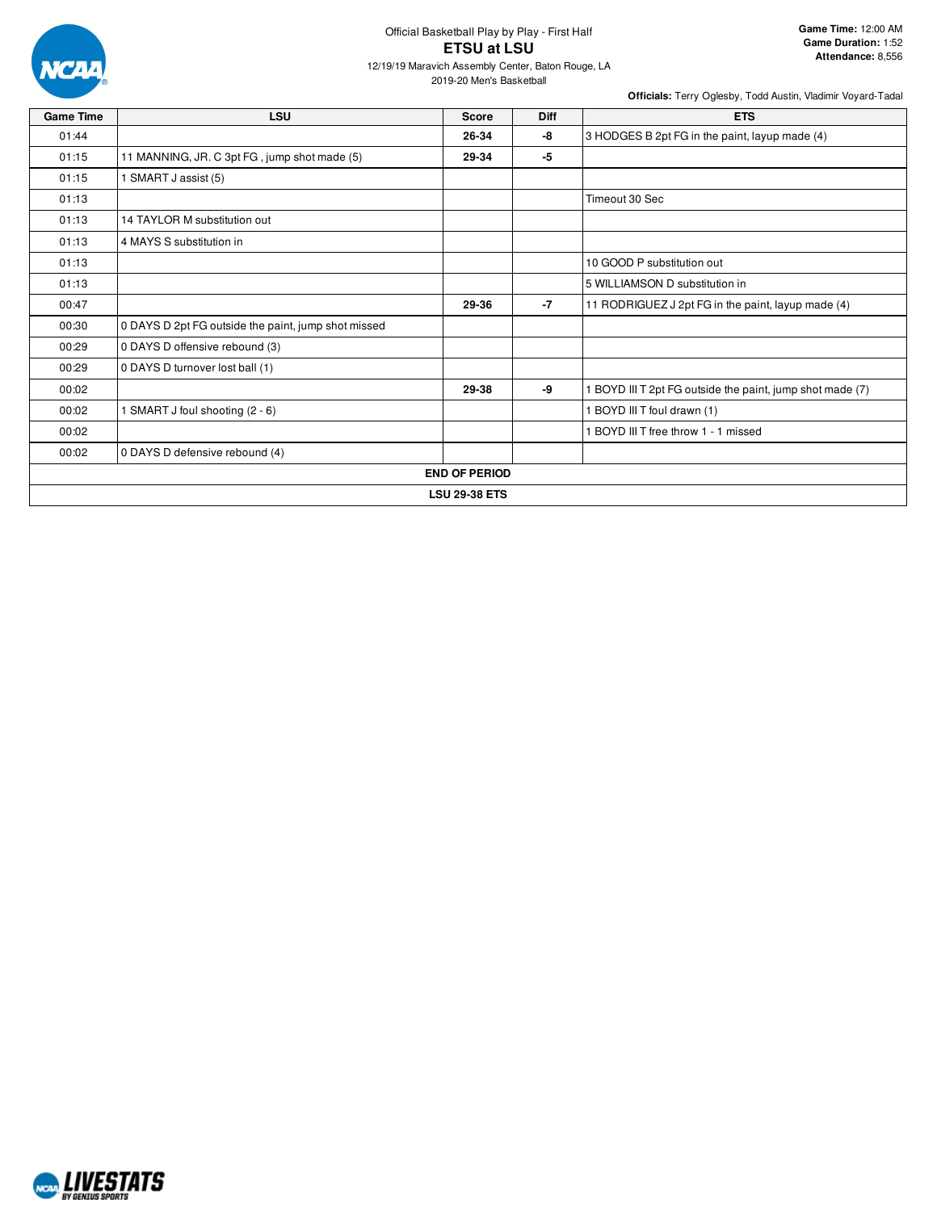Official Basketball Play by Play - First Half

# ETSU at LSU

12/19/19 Maravich Assembly Center, Baton Rouge, LA
2019-20 Men's Basketball

**Game Time:** 12:00 AM
**Game Duration:** 1:52
**Attendance:** 8,556

**Officials:** Terry Oglesby, Todd Austin, Vladimir Voyard-Tadal

| Game Time | LSU | Score | Diff | ETS |
|---|---|---|---|---|
| 01:44 | | **26-34** | **-8** | 3 HODGES B 2pt FG in the paint, layup made (4) |
| 01:15 | 11 MANNING, JR. C 3pt FG , jump shot made (5) | **29-34** | **-5** | |
| 01:15 | 1 SMART J assist (5) | | | |
| 01:13 | | | | Timeout 30 Sec |
| 01:13 | 14 TAYLOR M substitution out | | | |
| 01:13 | 4 MAYS S substitution in | | | |
| 01:13 | | | | 10 GOOD P substitution out |
| 01:13 | | | | 5 WILLIAMSON D substitution in |
| 00:47 | | **29-36** | **-7** | 11 RODRIGUEZ J 2pt FG in the paint, layup made (4) |
| 00:30 | 0 DAYS D 2pt FG outside the paint, jump shot missed | | | |
| 00:29 | 0 DAYS D offensive rebound (3) | | | |
| 00:29 | 0 DAYS D turnover lost ball (1) | | | |
| 00:02 | | **29-38** | **-9** | 1 BOYD III T 2pt FG outside the paint, jump shot made (7) |
| 00:02 | 1 SMART J foul shooting (2 - 6) | | | 1 BOYD III T foul drawn (1) |
| 00:02 | | | | 1 BOYD III T free throw 1 - 1 missed |
| 00:02 | 0 DAYS D defensive rebound (4) | | | |
| **END OF PERIOD** | | | | |
| **LSU 29-38 ETS** | | | | |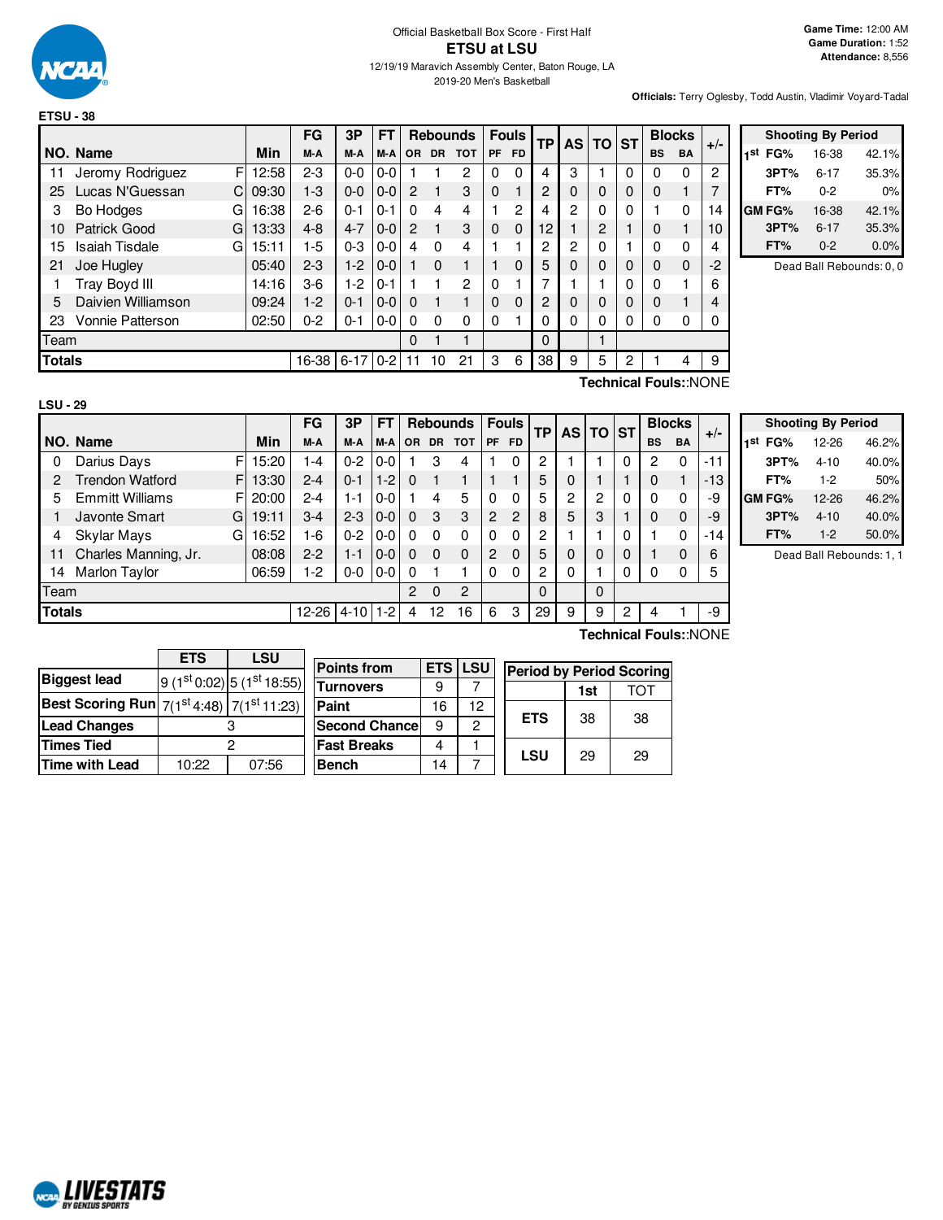Official Basketball Box Score - First Half

# ETSU at LSU

12/19/19 Maravich Assembly Center, Baton Rouge, LA

2019-20 Men's Basketball

**Game Time:** 12:00 AM
**Game Duration:** 1:52
**Attendance:** 8,556

**Officials:** Terry Oglesby, Todd Austin, Vladimir Voyard-Tadal

## ETSU - 38

| NO. | Name | | Min | FG M-A | 3P M-A | FT M-A | OR | DR | TOT | PF | FD | TP | AS | TO | ST | BS | BA | +/- |
|---|---|---|---|---|---|---|---|---|---|---|---|---|---|---|---|---|---|---|
| 11 | Jeromy Rodriguez | F | 12:58 | 2-3 | 0-0 | 0-0 | 1 | 1 | 2 | 0 | 0 | 4 | 3 | 1 | 0 | 0 | 0 | 2 |
| 25 | Lucas N'Guessan | C | 09:30 | 1-3 | 0-0 | 0-0 | 2 | 1 | 3 | 0 | 1 | 2 | 0 | 0 | 0 | 0 | 1 | 7 |
| 3 | Bo Hodges | G | 16:38 | 2-6 | 0-1 | 0-1 | 0 | 4 | 4 | 1 | 2 | 4 | 2 | 0 | 0 | 1 | 0 | 14 |
| 10 | Patrick Good | G | 13:33 | 4-8 | 4-7 | 0-0 | 2 | 1 | 3 | 0 | 0 | 12 | 1 | 2 | 1 | 0 | 1 | 10 |
| 15 | Isaiah Tisdale | G | 15:11 | 1-5 | 0-3 | 0-0 | 4 | 0 | 4 | 1 | 1 | 2 | 2 | 0 | 1 | 0 | 0 | 4 |
| 21 | Joe Hugley | | 05:40 | 2-3 | 1-2 | 0-0 | 1 | 0 | 1 | 1 | 0 | 5 | 0 | 0 | 0 | 0 | 0 | -2 |
| 1 | Tray Boyd III | | 14:16 | 3-6 | 1-2 | 0-1 | 1 | 1 | 2 | 0 | 1 | 7 | 1 | 1 | 0 | 0 | 1 | 6 |
| 5 | Daivien Williamson | | 09:24 | 1-2 | 0-1 | 0-0 | 0 | 1 | 1 | 0 | 0 | 2 | 0 | 0 | 0 | 0 | 1 | 4 |
| 23 | Vonnie Patterson | | 02:50 | 0-2 | 0-1 | 0-0 | 0 | 0 | 0 | 0 | 1 | 0 | 0 | 0 | 0 | 0 | 0 | 0 |
| | Team | | | | | | 0 | 1 | 1 | | | 0 | | 1 | | | | |
| | Totals | | | 16-38 | 6-17 | 0-2 | 11 | 10 | 21 | 3 | 6 | 38 | 9 | 5 | 2 | 1 | 4 | 9 |

**Technical Fouls:**:NONE

| Shooting By Period | | |
|---|---|---|
| 1st FG% | 16-38 | 42.1% |
| 3PT% | 6-17 | 35.3% |
| FT% | 0-2 | 0% |
| GM FG% | 16-38 | 42.1% |
| 3PT% | 6-17 | 35.3% |
| FT% | 0-2 | 0.0% |

Dead Ball Rebounds: 0, 0

## LSU - 29

| NO. | Name | | Min | FG M-A | 3P M-A | FT M-A | OR | DR | TOT | PF | FD | TP | AS | TO | ST | BS | BA | +/- |
|---|---|---|---|---|---|---|---|---|---|---|---|---|---|---|---|---|---|---|
| 0 | Darius Days | F | 15:20 | 1-4 | 0-2 | 0-0 | 1 | 3 | 4 | 1 | 0 | 2 | 1 | 1 | 0 | 2 | 0 | -11 |
| 2 | Trendon Watford | F | 13:30 | 2-4 | 0-1 | 1-2 | 0 | 1 | 1 | 1 | 1 | 5 | 0 | 1 | 1 | 0 | 1 | -13 |
| 5 | Emmitt Williams | F | 20:00 | 2-4 | 1-1 | 0-0 | 1 | 4 | 5 | 0 | 0 | 5 | 2 | 2 | 0 | 0 | 0 | -9 |
| 1 | Javonte Smart | G | 19:11 | 3-4 | 2-3 | 0-0 | 0 | 3 | 3 | 2 | 2 | 8 | 5 | 3 | 1 | 0 | 0 | -9 |
| 4 | Skylar Mays | G | 16:52 | 1-6 | 0-2 | 0-0 | 0 | 0 | 0 | 0 | 0 | 2 | 1 | 1 | 0 | 1 | 0 | -14 |
| 11 | Charles Manning, Jr. | | 08:08 | 2-2 | 1-1 | 0-0 | 0 | 0 | 0 | 2 | 0 | 5 | 0 | 0 | 0 | 1 | 0 | 6 |
| 14 | Marlon Taylor | | 06:59 | 1-2 | 0-0 | 0-0 | 0 | 1 | 1 | 0 | 0 | 2 | 0 | 1 | 0 | 0 | 0 | 5 |
| | Team | | | | | | 2 | 0 | 2 | | | 0 | | 0 | | | | |
| | Totals | | | 12-26 | 4-10 | 1-2 | 4 | 12 | 16 | 6 | 3 | 29 | 9 | 9 | 2 | 4 | 1 | -9 |

**Technical Fouls:**:NONE

| Shooting By Period | | |
|---|---|---|
| 1st FG% | 12-26 | 46.2% |
| 3PT% | 4-10 | 40.0% |
| FT% | 1-2 | 50% |
| GM FG% | 12-26 | 46.2% |
| 3PT% | 4-10 | 40.0% |
| FT% | 1-2 | 50.0% |

Dead Ball Rebounds: 1, 1

| | ETS | LSU |
|---|---|---|
| Biggest lead | 9 (1st 0:02) | 5 (1st 18:55) |
| Best Scoring Run | 7(1st 4:48) | 7(1st 11:23) |
| Lead Changes | 3 | |
| Times Tied | 2 | |
| Time with Lead | 10:22 | 07:56 |

| Points from | ETS | LSU |
|---|---|---|
| Turnovers | 9 | 7 |
| Paint | 16 | 12 |
| Second Chance | 9 | 2 |
| Fast Breaks | 4 | 1 |
| Bench | 14 | 7 |

| Period by Period Scoring | 1st | TOT |
|---|---|---|
| ETS | 38 | 38 |
| LSU | 29 | 29 |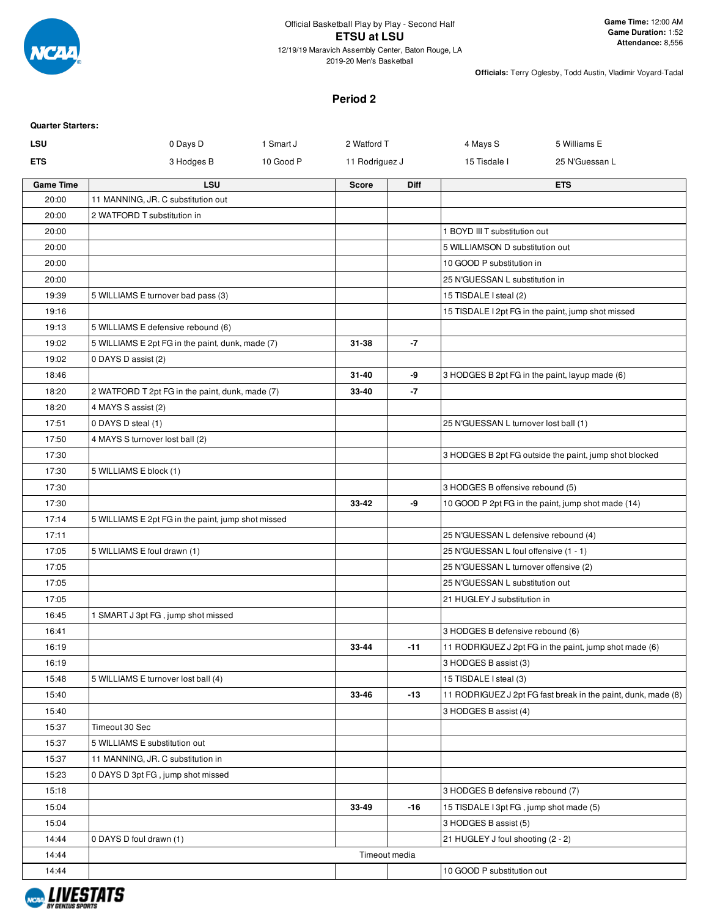Official Basketball Play by Play - Second Half

**ETSU at LSU**

12/19/19 Maravich Assembly Center, Baton Rouge, LA

2019-20 Men's Basketball

**Game Time:** 12:00 AM
**Game Duration:** 1:52
**Attendance:** 8,556

**Officials:** Terry Oglesby, Todd Austin, Vladimir Voyard-Tadal

## Period 2

**Quarter Starters:**

| | | | | | |
|---|---|---|---|---|---|
| **LSU** | 0 Days D | 1 Smart J | 2 Watford T | 4 Mays S | 5 Williams E |
| **ETS** | 3 Hodges B | 10 Good P | 11 Rodriguez J | 15 Tisdale I | 25 N'Guessan L |

| Game Time | LSU | Score | Diff | ETS |
|---|---|---|---|---|
| 20:00 | 11 MANNING, JR. C substitution out | | | |
| 20:00 | 2 WATFORD T substitution in | | | |
| 20:00 | | | | 1 BOYD III T substitution out |
| 20:00 | | | | 5 WILLIAMSON D substitution out |
| 20:00 | | | | 10 GOOD P substitution in |
| 20:00 | | | | 25 N'GUESSAN L substitution in |
| 19:39 | 5 WILLIAMS E turnover bad pass (3) | | | 15 TISDALE I steal (2) |
| 19:16 | | | | 15 TISDALE I 2pt FG in the paint, jump shot missed |
| 19:13 | 5 WILLIAMS E defensive rebound (6) | | | |
| 19:02 | 5 WILLIAMS E 2pt FG in the paint, dunk, made (7) | 31-38 | -7 | |
| 19:02 | 0 DAYS D assist (2) | | | |
| 18:46 | | 31-40 | -9 | 3 HODGES B 2pt FG in the paint, layup made (6) |
| 18:20 | 2 WATFORD T 2pt FG in the paint, dunk, made (7) | 33-40 | -7 | |
| 18:20 | 4 MAYS S assist (2) | | | |
| 17:51 | 0 DAYS D steal (1) | | | 25 N'GUESSAN L turnover lost ball (1) |
| 17:50 | 4 MAYS S turnover lost ball (2) | | | |
| 17:30 | | | | 3 HODGES B 2pt FG outside the paint, jump shot blocked |
| 17:30 | 5 WILLIAMS E block (1) | | | |
| 17:30 | | | | 3 HODGES B offensive rebound (5) |
| 17:30 | | 33-42 | -9 | 10 GOOD P 2pt FG in the paint, jump shot made (14) |
| 17:14 | 5 WILLIAMS E 2pt FG in the paint, jump shot missed | | | |
| 17:11 | | | | 25 N'GUESSAN L defensive rebound (4) |
| 17:05 | 5 WILLIAMS E foul drawn (1) | | | 25 N'GUESSAN L foul offensive (1 - 1) |
| 17:05 | | | | 25 N'GUESSAN L turnover offensive (2) |
| 17:05 | | | | 25 N'GUESSAN L substitution out |
| 17:05 | | | | 21 HUGLEY J substitution in |
| 16:45 | 1 SMART J 3pt FG , jump shot missed | | | |
| 16:41 | | | | 3 HODGES B defensive rebound (6) |
| 16:19 | | 33-44 | -11 | 11 RODRIGUEZ J 2pt FG in the paint, jump shot made (6) |
| 16:19 | | | | 3 HODGES B assist (3) |
| 15:48 | 5 WILLIAMS E turnover lost ball (4) | | | 15 TISDALE I steal (3) |
| 15:40 | | 33-46 | -13 | 11 RODRIGUEZ J 2pt FG fast break in the paint, dunk, made (8) |
| 15:40 | | | | 3 HODGES B assist (4) |
| 15:37 | Timeout 30 Sec | | | |
| 15:37 | 5 WILLIAMS E substitution out | | | |
| 15:37 | 11 MANNING, JR. C substitution in | | | |
| 15:23 | 0 DAYS D 3pt FG , jump shot missed | | | |
| 15:18 | | | | 3 HODGES B defensive rebound (7) |
| 15:04 | | 33-49 | -16 | 15 TISDALE I 3pt FG , jump shot made (5) |
| 15:04 | | | | 3 HODGES B assist (5) |
| 14:44 | 0 DAYS D foul drawn (1) | | | 21 HUGLEY J foul shooting (2 - 2) |
| 14:44 | | Timeout media | | |
| 14:44 | | | | 10 GOOD P substitution out |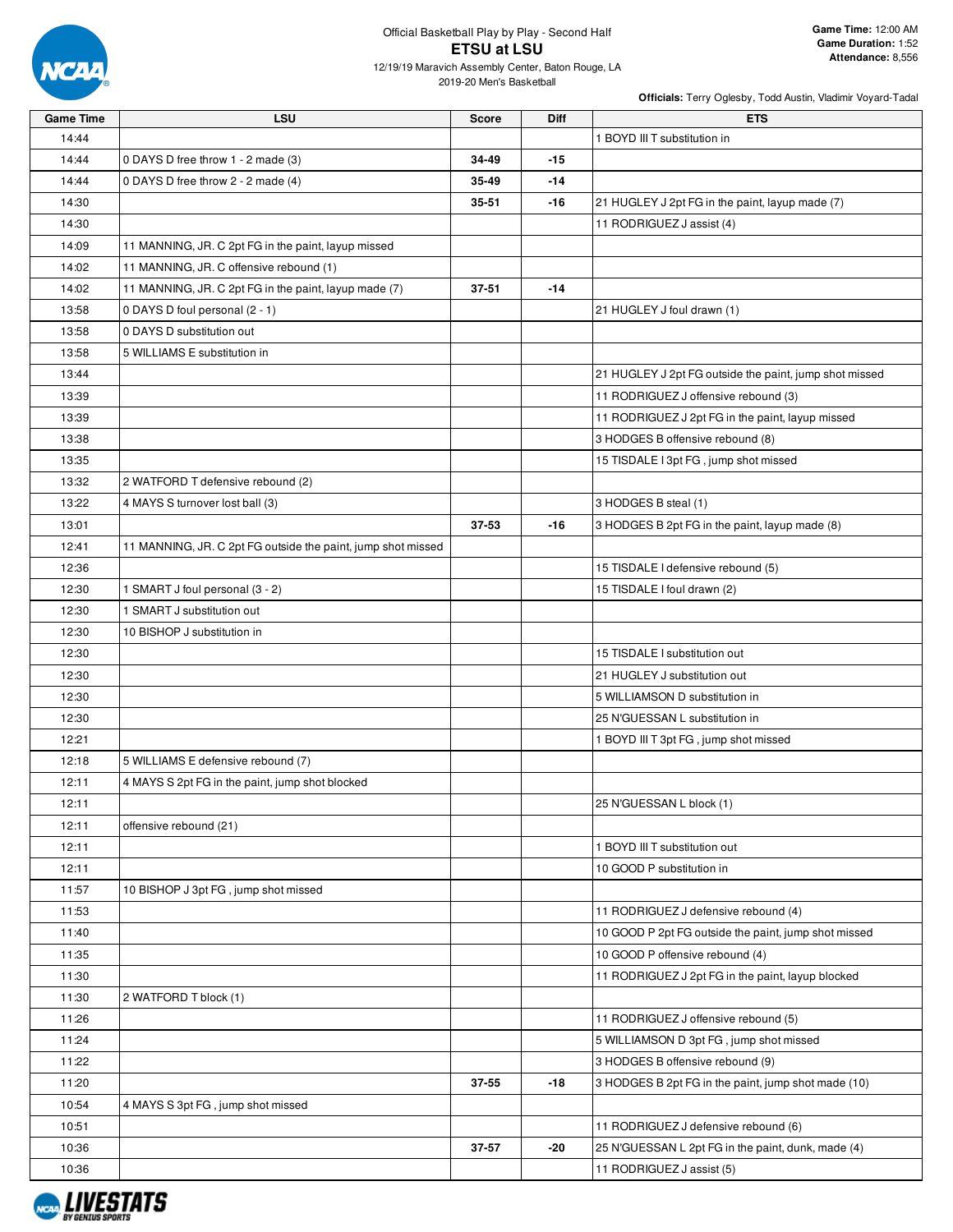Official Basketball Play by Play - Second Half

# ETSU at LSU

12/19/19 Maravich Assembly Center, Baton Rouge, LA
2019-20 Men's Basketball

**Game Time:** 12:00 AM
**Game Duration:** 1:52
**Attendance:** 8,556

**Officials:** Terry Oglesby, Todd Austin, Vladimir Voyard-Tadal

| Game Time | LSU | Score | Diff | ETS |
|---|---|---|---|---|
| 14:44 | | | | 1 BOYD III T substitution in |
| 14:44 | 0 DAYS D free throw 1 - 2 made (3) | 34-49 | -15 | |
| 14:44 | 0 DAYS D free throw 2 - 2 made (4) | 35-49 | -14 | |
| 14:30 | | 35-51 | -16 | 21 HUGLEY J 2pt FG in the paint, layup made (7) |
| 14:30 | | | | 11 RODRIGUEZ J assist (4) |
| 14:09 | 11 MANNING, JR. C 2pt FG in the paint, layup missed | | | |
| 14:02 | 11 MANNING, JR. C offensive rebound (1) | | | |
| 14:02 | 11 MANNING, JR. C 2pt FG in the paint, layup made (7) | 37-51 | -14 | |
| 13:58 | 0 DAYS D foul personal (2 - 1) | | | 21 HUGLEY J foul drawn (1) |
| 13:58 | 0 DAYS D substitution out | | | |
| 13:58 | 5 WILLIAMS E substitution in | | | |
| 13:44 | | | | 21 HUGLEY J 2pt FG outside the paint, jump shot missed |
| 13:39 | | | | 11 RODRIGUEZ J offensive rebound (3) |
| 13:39 | | | | 11 RODRIGUEZ J 2pt FG in the paint, layup missed |
| 13:38 | | | | 3 HODGES B offensive rebound (8) |
| 13:35 | | | | 15 TISDALE I 3pt FG , jump shot missed |
| 13:32 | 2 WATFORD T defensive rebound (2) | | | |
| 13:22 | 4 MAYS S turnover lost ball (3) | | | 3 HODGES B steal (1) |
| 13:01 | | 37-53 | -16 | 3 HODGES B 2pt FG in the paint, layup made (8) |
| 12:41 | 11 MANNING, JR. C 2pt FG outside the paint, jump shot missed | | | |
| 12:36 | | | | 15 TISDALE I defensive rebound (5) |
| 12:30 | 1 SMART J foul personal (3 - 2) | | | 15 TISDALE I foul drawn (2) |
| 12:30 | 1 SMART J substitution out | | | |
| 12:30 | 10 BISHOP J substitution in | | | |
| 12:30 | | | | 15 TISDALE I substitution out |
| 12:30 | | | | 21 HUGLEY J substitution out |
| 12:30 | | | | 5 WILLIAMSON D substitution in |
| 12:30 | | | | 25 N'GUESSAN L substitution in |
| 12:21 | | | | 1 BOYD III T 3pt FG , jump shot missed |
| 12:18 | 5 WILLIAMS E defensive rebound (7) | | | |
| 12:11 | 4 MAYS S 2pt FG in the paint, jump shot blocked | | | |
| 12:11 | | | | 25 N'GUESSAN L block (1) |
| 12:11 | offensive rebound (21) | | | |
| 12:11 | | | | 1 BOYD III T substitution out |
| 12:11 | | | | 10 GOOD P substitution in |
| 11:57 | 10 BISHOP J 3pt FG , jump shot missed | | | |
| 11:53 | | | | 11 RODRIGUEZ J defensive rebound (4) |
| 11:40 | | | | 10 GOOD P 2pt FG outside the paint, jump shot missed |
| 11:35 | | | | 10 GOOD P offensive rebound (4) |
| 11:30 | | | | 11 RODRIGUEZ J 2pt FG in the paint, layup blocked |
| 11:30 | 2 WATFORD T block (1) | | | |
| 11:26 | | | | 11 RODRIGUEZ J offensive rebound (5) |
| 11:24 | | | | 5 WILLIAMSON D 3pt FG , jump shot missed |
| 11:22 | | | | 3 HODGES B offensive rebound (9) |
| 11:20 | | 37-55 | -18 | 3 HODGES B 2pt FG in the paint, jump shot made (10) |
| 10:54 | 4 MAYS S 3pt FG , jump shot missed | | | |
| 10:51 | | | | 11 RODRIGUEZ J defensive rebound (6) |
| 10:36 | | 37-57 | -20 | 25 N'GUESSAN L 2pt FG in the paint, dunk, made (4) |
| 10:36 | | | | 11 RODRIGUEZ J assist (5) |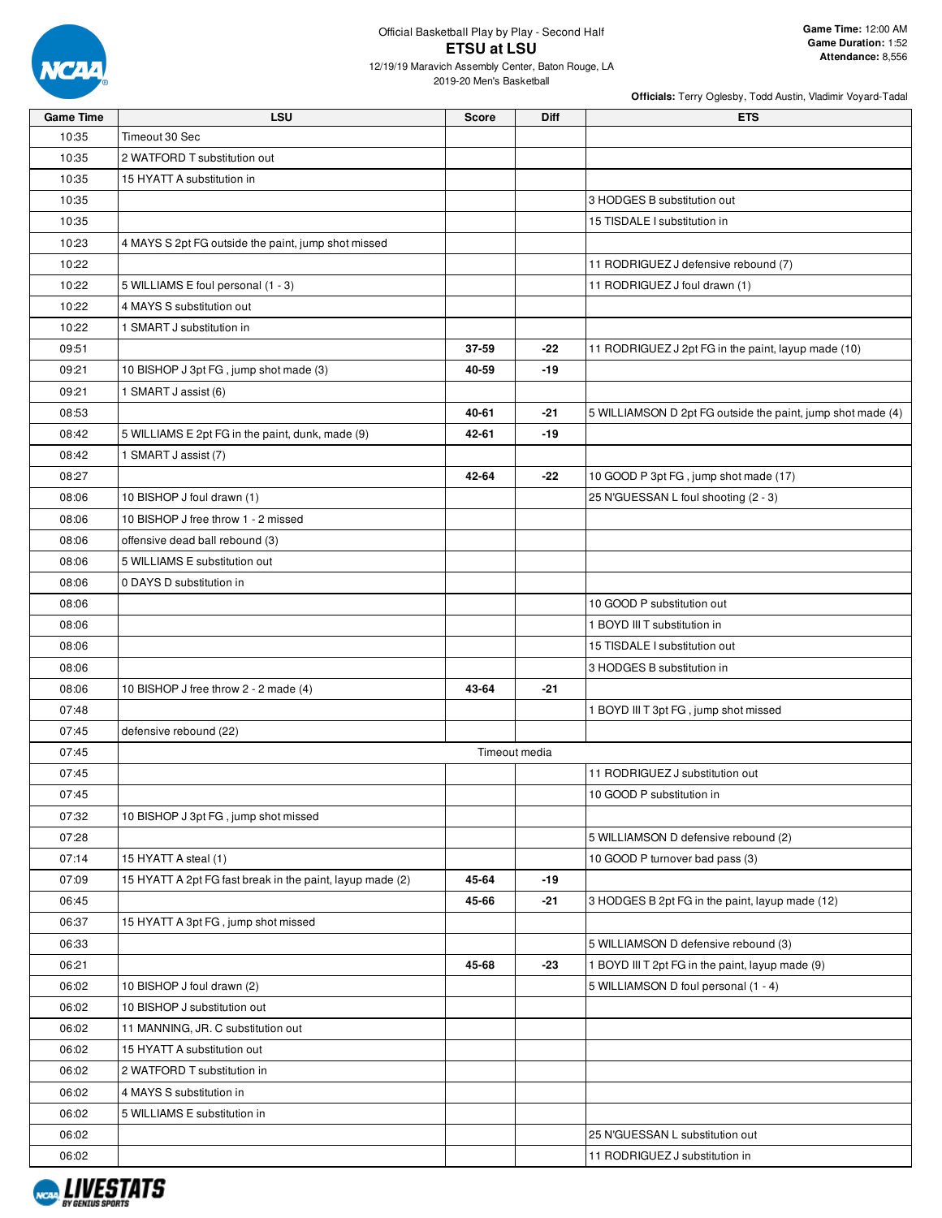Official Basketball Play by Play - Second Half

# ETSU at LSU

12/19/19 Maravich Assembly Center, Baton Rouge, LA
2019-20 Men's Basketball

**Game Time:** 12:00 AM
**Game Duration:** 1:52
**Attendance:** 8,556

**Officials:** Terry Oglesby, Todd Austin, Vladimir Voyard-Tadal

| Game Time | LSU | Score | Diff | ETS |
|---|---|---|---|---|
| 10:35 | Timeout 30 Sec | | | |
| 10:35 | 2 WATFORD T substitution out | | | |
| 10:35 | 15 HYATT A substitution in | | | |
| 10:35 | | | | 3 HODGES B substitution out |
| 10:35 | | | | 15 TISDALE I substitution in |
| 10:23 | 4 MAYS S 2pt FG outside the paint, jump shot missed | | | |
| 10:22 | | | | 11 RODRIGUEZ J defensive rebound (7) |
| 10:22 | 5 WILLIAMS E foul personal (1 - 3) | | | 11 RODRIGUEZ J foul drawn (1) |
| 10:22 | 4 MAYS S substitution out | | | |
| 10:22 | 1 SMART J substitution in | | | |
| 09:51 | | 37-59 | -22 | 11 RODRIGUEZ J 2pt FG in the paint, layup made (10) |
| 09:21 | 10 BISHOP J 3pt FG , jump shot made (3) | 40-59 | -19 | |
| 09:21 | 1 SMART J assist (6) | | | |
| 08:53 | | 40-61 | -21 | 5 WILLIAMSON D 2pt FG outside the paint, jump shot made (4) |
| 08:42 | 5 WILLIAMS E 2pt FG in the paint, dunk, made (9) | 42-61 | -19 | |
| 08:42 | 1 SMART J assist (7) | | | |
| 08:27 | | 42-64 | -22 | 10 GOOD P 3pt FG , jump shot made (17) |
| 08:06 | 10 BISHOP J foul drawn (1) | | | 25 N'GUESSAN L foul shooting (2 - 3) |
| 08:06 | 10 BISHOP J free throw 1 - 2 missed | | | |
| 08:06 | offensive dead ball rebound (3) | | | |
| 08:06 | 5 WILLIAMS E substitution out | | | |
| 08:06 | 0 DAYS D substitution in | | | |
| 08:06 | | | | 10 GOOD P substitution out |
| 08:06 | | | | 1 BOYD III T substitution in |
| 08:06 | | | | 15 TISDALE I substitution out |
| 08:06 | | | | 3 HODGES B substitution in |
| 08:06 | 10 BISHOP J free throw 2 - 2 made (4) | 43-64 | -21 | |
| 07:48 | | | | 1 BOYD III T 3pt FG , jump shot missed |
| 07:45 | defensive rebound (22) | | | |
| 07:45 | Timeout media | | | |
| 07:45 | | | | 11 RODRIGUEZ J substitution out |
| 07:45 | | | | 10 GOOD P substitution in |
| 07:32 | 10 BISHOP J 3pt FG , jump shot missed | | | |
| 07:28 | | | | 5 WILLIAMSON D defensive rebound (2) |
| 07:14 | 15 HYATT A steal (1) | | | 10 GOOD P turnover bad pass (3) |
| 07:09 | 15 HYATT A 2pt FG fast break in the paint, layup made (2) | 45-64 | -19 | |
| 06:45 | | 45-66 | -21 | 3 HODGES B 2pt FG in the paint, layup made (12) |
| 06:37 | 15 HYATT A 3pt FG , jump shot missed | | | |
| 06:33 | | | | 5 WILLIAMSON D defensive rebound (3) |
| 06:21 | | 45-68 | -23 | 1 BOYD III T 2pt FG in the paint, layup made (9) |
| 06:02 | 10 BISHOP J foul drawn (2) | | | 5 WILLIAMSON D foul personal (1 - 4) |
| 06:02 | 10 BISHOP J substitution out | | | |
| 06:02 | 11 MANNING, JR. C substitution out | | | |
| 06:02 | 15 HYATT A substitution out | | | |
| 06:02 | 2 WATFORD T substitution in | | | |
| 06:02 | 4 MAYS S substitution in | | | |
| 06:02 | 5 WILLIAMS E substitution in | | | |
| 06:02 | | | | 25 N'GUESSAN L substitution out |
| 06:02 | | | | 11 RODRIGUEZ J substitution in |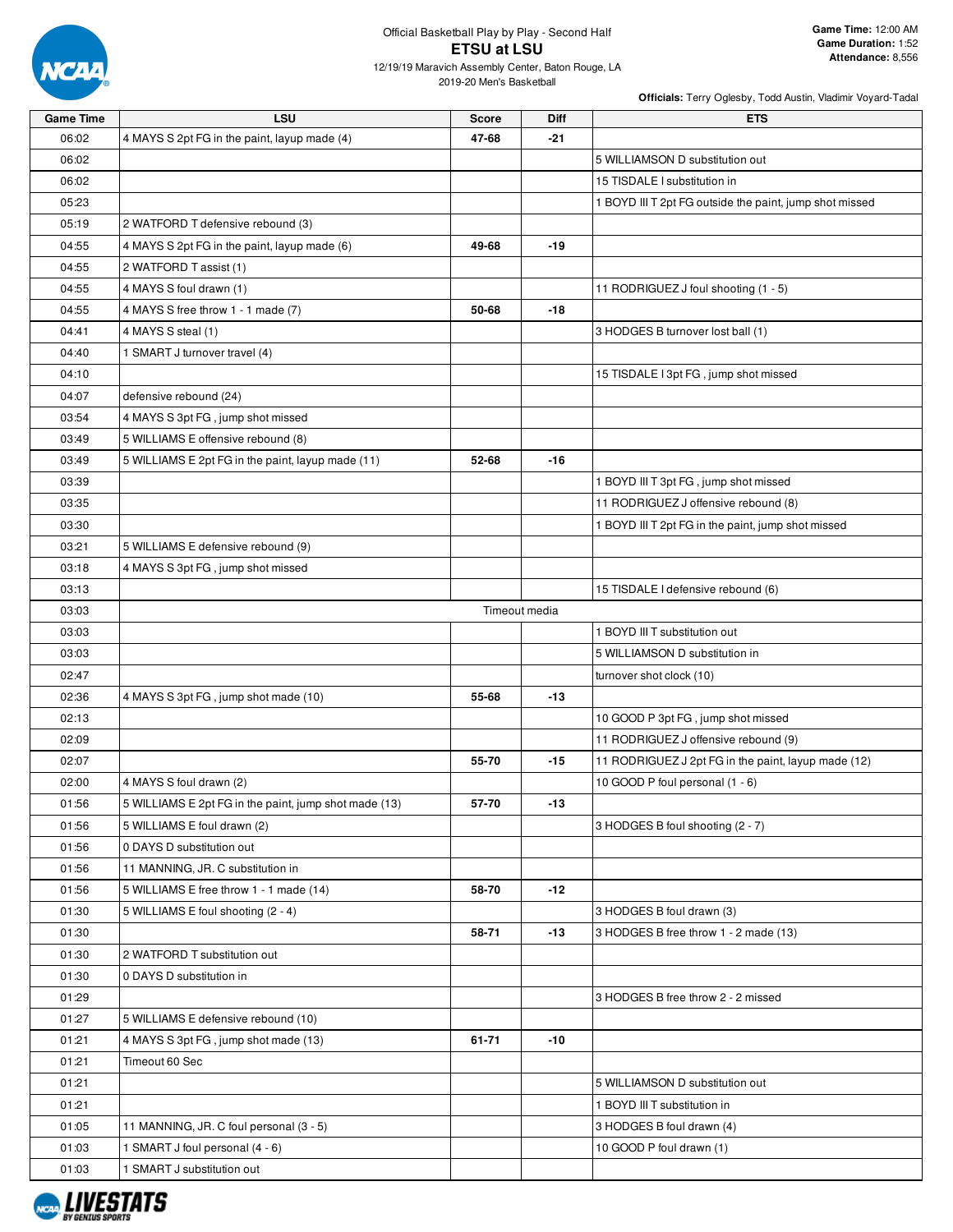Official Basketball Play by Play - Second Half

# ETSU at LSU

12/19/19 Maravich Assembly Center, Baton Rouge, LA
2019-20 Men's Basketball

**Game Time:** 12:00 AM
**Game Duration:** 1:52
**Attendance:** 8,556

**Officials:** Terry Oglesby, Todd Austin, Vladimir Voyard-Tadal

| Game Time | LSU | Score | Diff | ETS |
|---|---|---|---|---|
| 06:02 | 4 MAYS S 2pt FG in the paint, layup made (4) | 47-68 | -21 | |
| 06:02 | | | | 5 WILLIAMSON D substitution out |
| 06:02 | | | | 15 TISDALE I substitution in |
| 05:23 | | | | 1 BOYD III T 2pt FG outside the paint, jump shot missed |
| 05:19 | 2 WATFORD T defensive rebound (3) | | | |
| 04:55 | 4 MAYS S 2pt FG in the paint, layup made (6) | 49-68 | -19 | |
| 04:55 | 2 WATFORD T assist (1) | | | |
| 04:55 | 4 MAYS S foul drawn (1) | | | 11 RODRIGUEZ J foul shooting (1 - 5) |
| 04:55 | 4 MAYS S free throw 1 - 1 made (7) | 50-68 | -18 | |
| 04:41 | 4 MAYS S steal (1) | | | 3 HODGES B turnover lost ball (1) |
| 04:40 | 1 SMART J turnover travel (4) | | | |
| 04:10 | | | | 15 TISDALE I 3pt FG , jump shot missed |
| 04:07 | defensive rebound (24) | | | |
| 03:54 | 4 MAYS S 3pt FG , jump shot missed | | | |
| 03:49 | 5 WILLIAMS E offensive rebound (8) | | | |
| 03:49 | 5 WILLIAMS E 2pt FG in the paint, layup made (11) | 52-68 | -16 | |
| 03:39 | | | | 1 BOYD III T 3pt FG , jump shot missed |
| 03:35 | | | | 11 RODRIGUEZ J offensive rebound (8) |
| 03:30 | | | | 1 BOYD III T 2pt FG in the paint, jump shot missed |
| 03:21 | 5 WILLIAMS E defensive rebound (9) | | | |
| 03:18 | 4 MAYS S 3pt FG , jump shot missed | | | |
| 03:13 | | | | 15 TISDALE I defensive rebound (6) |
| 03:03 | Timeout media | | | |
| 03:03 | | | | 1 BOYD III T substitution out |
| 03:03 | | | | 5 WILLIAMSON D substitution in |
| 02:47 | | | | turnover shot clock (10) |
| 02:36 | 4 MAYS S 3pt FG , jump shot made (10) | 55-68 | -13 | |
| 02:13 | | | | 10 GOOD P 3pt FG , jump shot missed |
| 02:09 | | | | 11 RODRIGUEZ J offensive rebound (9) |
| 02:07 | | 55-70 | -15 | 11 RODRIGUEZ J 2pt FG in the paint, layup made (12) |
| 02:00 | 4 MAYS S foul drawn (2) | | | 10 GOOD P foul personal (1 - 6) |
| 01:56 | 5 WILLIAMS E 2pt FG in the paint, jump shot made (13) | 57-70 | -13 | |
| 01:56 | 5 WILLIAMS E foul drawn (2) | | | 3 HODGES B foul shooting (2 - 7) |
| 01:56 | 0 DAYS D substitution out | | | |
| 01:56 | 11 MANNING, JR. C substitution in | | | |
| 01:56 | 5 WILLIAMS E free throw 1 - 1 made (14) | 58-70 | -12 | |
| 01:30 | 5 WILLIAMS E foul shooting (2 - 4) | | | 3 HODGES B foul drawn (3) |
| 01:30 | | 58-71 | -13 | 3 HODGES B free throw 1 - 2 made (13) |
| 01:30 | 2 WATFORD T substitution out | | | |
| 01:30 | 0 DAYS D substitution in | | | |
| 01:29 | | | | 3 HODGES B free throw 2 - 2 missed |
| 01:27 | 5 WILLIAMS E defensive rebound (10) | | | |
| 01:21 | 4 MAYS S 3pt FG , jump shot made (13) | 61-71 | -10 | |
| 01:21 | Timeout 60 Sec | | | |
| 01:21 | | | | 5 WILLIAMSON D substitution out |
| 01:21 | | | | 1 BOYD III T substitution in |
| 01:05 | 11 MANNING, JR. C foul personal (3 - 5) | | | 3 HODGES B foul drawn (4) |
| 01:03 | 1 SMART J foul personal (4 - 6) | | | 10 GOOD P foul drawn (1) |
| 01:03 | 1 SMART J substitution out | | | |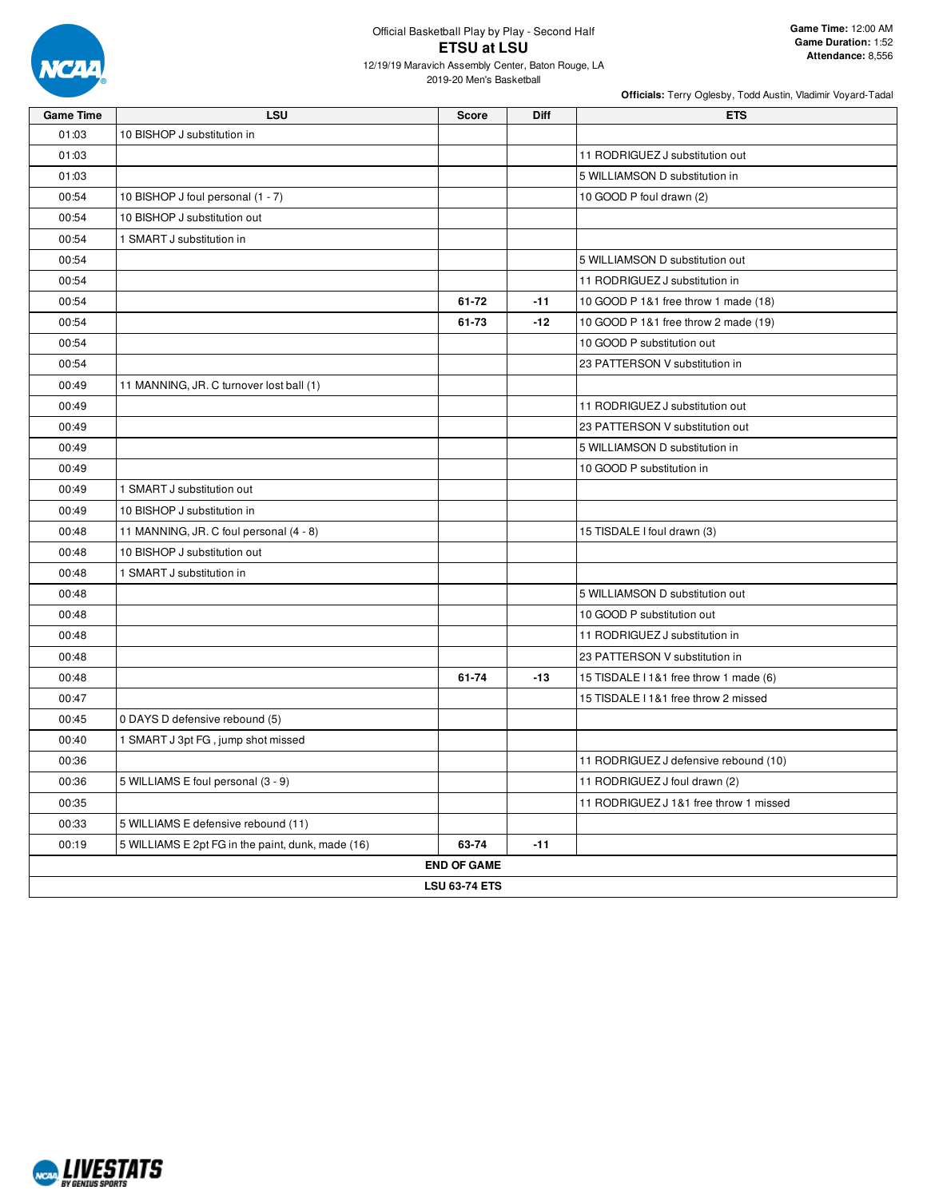Official Basketball Play by Play - Second Half

# ETSU at LSU

12/19/19 Maravich Assembly Center, Baton Rouge, LA

2019-20 Men's Basketball

**Game Time:** 12:00 AM
**Game Duration:** 1:52
**Attendance:** 8,556

**Officials:** Terry Oglesby, Todd Austin, Vladimir Voyard-Tadal

| Game Time | LSU | Score | Diff | ETS |
|---|---|---|---|---|
| 01:03 | 10 BISHOP J substitution in | | | |
| 01:03 | | | | 11 RODRIGUEZ J substitution out |
| 01:03 | | | | 5 WILLIAMSON D substitution in |
| 00:54 | 10 BISHOP J foul personal (1 - 7) | | | 10 GOOD P foul drawn (2) |
| 00:54 | 10 BISHOP J substitution out | | | |
| 00:54 | 1 SMART J substitution in | | | |
| 00:54 | | | | 5 WILLIAMSON D substitution out |
| 00:54 | | | | 11 RODRIGUEZ J substitution in |
| 00:54 | | **61-72** | **-11** | 10 GOOD P 1&1 free throw 1 made (18) |
| 00:54 | | **61-73** | **-12** | 10 GOOD P 1&1 free throw 2 made (19) |
| 00:54 | | | | 10 GOOD P substitution out |
| 00:54 | | | | 23 PATTERSON V substitution in |
| 00:49 | 11 MANNING, JR. C turnover lost ball (1) | | | |
| 00:49 | | | | 11 RODRIGUEZ J substitution out |
| 00:49 | | | | 23 PATTERSON V substitution out |
| 00:49 | | | | 5 WILLIAMSON D substitution in |
| 00:49 | | | | 10 GOOD P substitution in |
| 00:49 | 1 SMART J substitution out | | | |
| 00:49 | 10 BISHOP J substitution in | | | |
| 00:48 | 11 MANNING, JR. C foul personal (4 - 8) | | | 15 TISDALE I foul drawn (3) |
| 00:48 | 10 BISHOP J substitution out | | | |
| 00:48 | 1 SMART J substitution in | | | |
| 00:48 | | | | 5 WILLIAMSON D substitution out |
| 00:48 | | | | 10 GOOD P substitution out |
| 00:48 | | | | 11 RODRIGUEZ J substitution in |
| 00:48 | | | | 23 PATTERSON V substitution in |
| 00:48 | | **61-74** | **-13** | 15 TISDALE I 1&1 free throw 1 made (6) |
| 00:47 | | | | 15 TISDALE I 1&1 free throw 2 missed |
| 00:45 | 0 DAYS D defensive rebound (5) | | | |
| 00:40 | 1 SMART J 3pt FG , jump shot missed | | | |
| 00:36 | | | | 11 RODRIGUEZ J defensive rebound (10) |
| 00:36 | 5 WILLIAMS E foul personal (3 - 9) | | | 11 RODRIGUEZ J foul drawn (2) |
| 00:35 | | | | 11 RODRIGUEZ J 1&1 free throw 1 missed |
| 00:33 | 5 WILLIAMS E defensive rebound (11) | | | |
| 00:19 | 5 WILLIAMS E 2pt FG in the paint, dunk, made (16) | **63-74** | **-11** | |
| **END OF GAME** | | | | |
| **LSU 63-74 ETS** | | | | |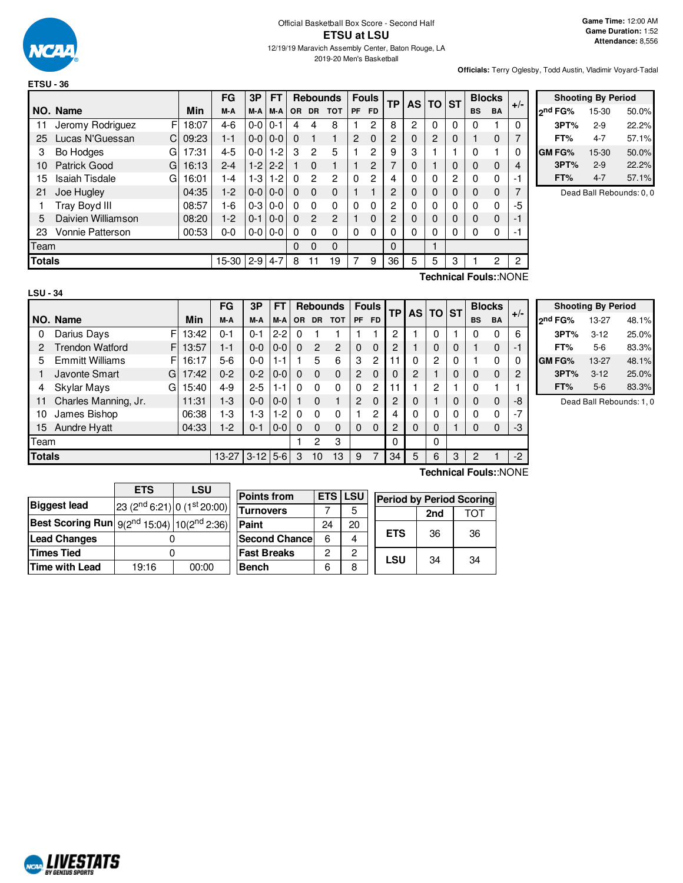Official Basketball Box Score - Second Half

# ETSU at LSU

12/19/19 Maravich Assembly Center, Baton Rouge, LA

2019-20 Men's Basketball

**Game Time:** 12:00 AM
**Game Duration:** 1:52
**Attendance:** 8,556

**Officials:** Terry Oglesby, Todd Austin, Vladimir Voyard-Tadal

**ETSU - 36**

| NO. | Name | | Min | FG M-A | 3P M-A | FT M-A | Rebounds OR | DR | TOT | Fouls PF | FD | TP | AS | TO | ST | Blocks BS | BA | +/- |
|---|---|---|---|---|---|---|---|---|---|---|---|---|---|---|---|---|---|---|
| 11 | Jeromy Rodriguez | F | 18:07 | 4-6 | 0-0 | 0-1 | 4 | 4 | 8 | 1 | 2 | 8 | 2 | 0 | 0 | 0 | 1 | 0 |
| 25 | Lucas N'Guessan | C | 09:23 | 1-1 | 0-0 | 0-0 | 0 | 1 | 1 | 2 | 0 | 2 | 0 | 2 | 0 | 1 | 0 | 7 |
| 3 | Bo Hodges | G | 17:31 | 4-5 | 0-0 | 1-2 | 3 | 2 | 5 | 1 | 2 | 9 | 3 | 1 | 1 | 0 | 1 | 0 |
| 10 | Patrick Good | G | 16:13 | 2-4 | 1-2 | 2-2 | 1 | 0 | 1 | 1 | 2 | 7 | 0 | 1 | 0 | 0 | 0 | 4 |
| 15 | Isaiah Tisdale | G | 16:01 | 1-4 | 1-3 | 1-2 | 0 | 2 | 2 | 0 | 2 | 4 | 0 | 0 | 2 | 0 | 0 | -1 |
| 21 | Joe Hugley | | 04:35 | 1-2 | 0-0 | 0-0 | 0 | 0 | 0 | 1 | 1 | 2 | 0 | 0 | 0 | 0 | 0 | 7 |
| 1 | Tray Boyd III | | 08:57 | 1-6 | 0-3 | 0-0 | 0 | 0 | 0 | 0 | 0 | 2 | 0 | 0 | 0 | 0 | 0 | -5 |
| 5 | Daivien Williamson | | 08:20 | 1-2 | 0-1 | 0-0 | 0 | 2 | 2 | 1 | 0 | 2 | 0 | 0 | 0 | 0 | 0 | -1 |
| 23 | Vonnie Patterson | | 00:53 | 0-0 | 0-0 | 0-0 | 0 | 0 | 0 | 0 | 0 | 0 | 0 | 0 | 0 | 0 | 0 | -1 |
| Team | | | | | | | 0 | 0 | 0 | | | 0 | | 1 | | | | |
| Totals | | | | 15-30 | 2-9 | 4-7 | 8 | 11 | 19 | 7 | 9 | 36 | 5 | 5 | 3 | 1 | 2 | 2 |

Technical Fouls::NONE

| Shooting By Period | | |
|---|---|---|
| 2nd FG% | 15-30 | 50.0% |
| 3PT% | 2-9 | 22.2% |
| FT% | 4-7 | 57.1% |
| GM FG% | 15-30 | 50.0% |
| 3PT% | 2-9 | 22.2% |
| FT% | 4-7 | 57.1% |

Dead Ball Rebounds: 0, 0

**LSU - 34**

| NO. | Name | | Min | FG M-A | 3P M-A | FT M-A | Rebounds OR | DR | TOT | Fouls PF | FD | TP | AS | TO | ST | Blocks BS | BA | +/- |
|---|---|---|---|---|---|---|---|---|---|---|---|---|---|---|---|---|---|---|
| 0 | Darius Days | F | 13:42 | 0-1 | 0-1 | 2-2 | 0 | 1 | 1 | 1 | 1 | 2 | 1 | 0 | 1 | 0 | 0 | 6 |
| 2 | Trendon Watford | F | 13:57 | 1-1 | 0-0 | 0-0 | 0 | 2 | 2 | 0 | 0 | 2 | 1 | 0 | 0 | 1 | 0 | -1 |
| 5 | Emmitt Williams | F | 16:17 | 5-6 | 0-0 | 1-1 | 1 | 5 | 6 | 3 | 2 | 11 | 0 | 2 | 0 | 1 | 0 | 0 |
| 1 | Javonte Smart | G | 17:42 | 0-2 | 0-2 | 0-0 | 0 | 0 | 0 | 2 | 0 | 0 | 2 | 1 | 0 | 0 | 0 | 2 |
| 4 | Skylar Mays | G | 15:40 | 4-9 | 2-5 | 1-1 | 0 | 0 | 0 | 0 | 2 | 11 | 1 | 2 | 1 | 0 | 1 | 1 |
| 11 | Charles Manning, Jr. | | 11:31 | 1-3 | 0-0 | 0-0 | 1 | 0 | 1 | 2 | 0 | 2 | 0 | 1 | 0 | 0 | 0 | -8 |
| 10 | James Bishop | | 06:38 | 1-3 | 1-3 | 1-2 | 0 | 0 | 0 | 1 | 2 | 4 | 0 | 0 | 0 | 0 | 0 | -7 |
| 15 | Aundre Hyatt | | 04:33 | 1-2 | 0-1 | 0-0 | 0 | 0 | 0 | 0 | 0 | 2 | 0 | 0 | 1 | 0 | 0 | -3 |
| Team | | | | | | | 1 | 2 | 3 | | | 0 | | 0 | | | | |
| Totals | | | | 13-27 | 3-12 | 5-6 | 3 | 10 | 13 | 9 | 7 | 34 | 5 | 6 | 3 | 2 | 1 | -2 |

Technical Fouls::NONE

| Shooting By Period | | |
|---|---|---|
| 2nd FG% | 13-27 | 48.1% |
| 3PT% | 3-12 | 25.0% |
| FT% | 5-6 | 83.3% |
| GM FG% | 13-27 | 48.1% |
| 3PT% | 3-12 | 25.0% |
| FT% | 5-6 | 83.3% |

Dead Ball Rebounds: 1, 0

| | ETS | LSU |
|---|---|---|
| Biggest lead | 23 (2nd 6:21) | 0 (1st 20:00) |
| Best Scoring Run | 9(2nd 15:04) | 10(2nd 2:36) |
| Lead Changes | 0 | |
| Times Tied | 0 | |
| Time with Lead | 19:16 | 00:00 |

| Points from | ETS | LSU |
|---|---|---|
| Turnovers | 7 | 5 |
| Paint | 24 | 20 |
| Second Chance | 6 | 4 |
| Fast Breaks | 2 | 2 |
| Bench | 6 | 8 |

| Period by Period Scoring | 2nd | TOT |
|---|---|---|
| ETS | 36 | 36 |
| LSU | 34 | 34 |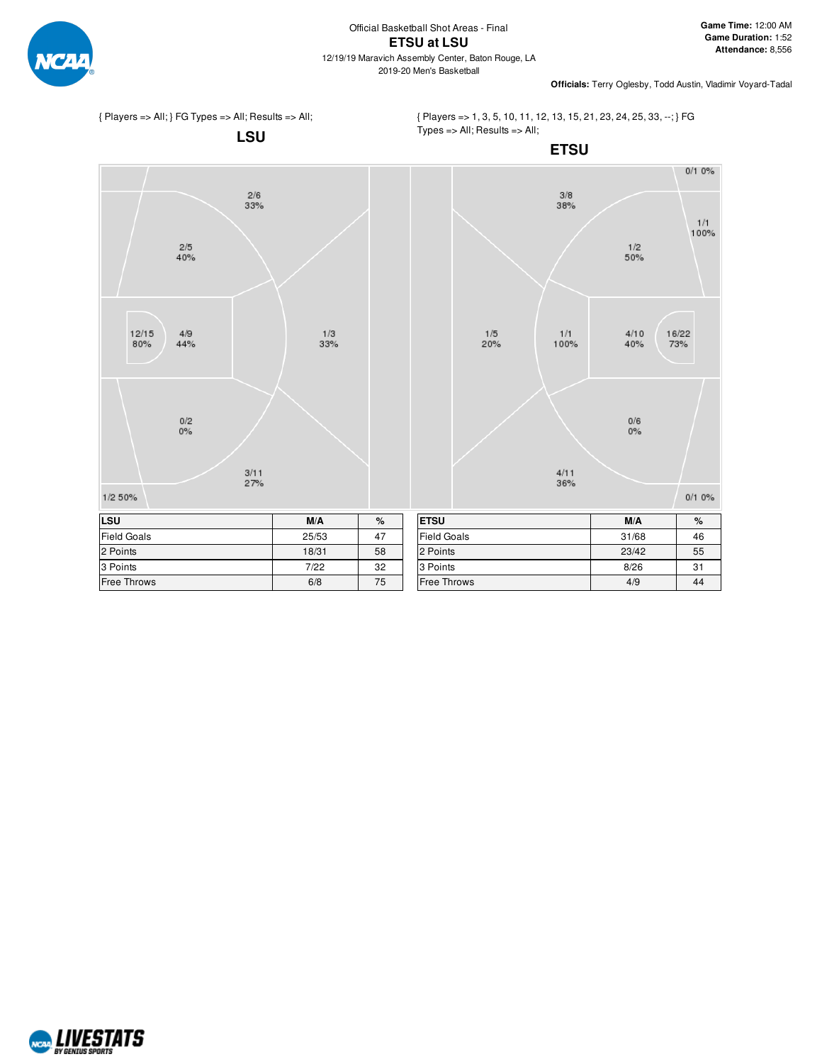Official Basketball Shot Areas - Final

# ETSU at LSU

12/19/19 Maravich Assembly Center, Baton Rouge, LA

2019-20 Men's Basketball

**Game Time:** 12:00 AM
**Game Duration:** 1:52
**Attendance:** 8,556

**Officials:** Terry Oglesby, Todd Austin, Vladimir Voyard-Tadal

{ Players => All; } FG Types => All; Results => All;

## LSU

2/6 33%
2/5 40%
12/15 80%
4/9 44%
1/3 33%
0/2 0%
3/11 27%
1/2 50%

| LSU | M/A | % |
|---|---|---|
| Field Goals | 25/53 | 47 |
| 2 Points | 18/31 | 58 |
| 3 Points | 7/22 | 32 |
| Free Throws | 6/8 | 75 |

{ Players => 1, 3, 5, 10, 11, 12, 13, 15, 21, 23, 24, 25, 33, --; } FG Types => All; Results => All;

## ETSU

0/1 0%
3/8 38%
1/1 100%
1/2 50%
1/5 20%
1/1 100%
4/10 40%
16/22 73%
0/6 0%
4/11 36%
0/1 0%

| ETSU | M/A | % |
|---|---|---|
| Field Goals | 31/68 | 46 |
| 2 Points | 23/42 | 55 |
| 3 Points | 8/26 | 31 |
| Free Throws | 4/9 | 44 |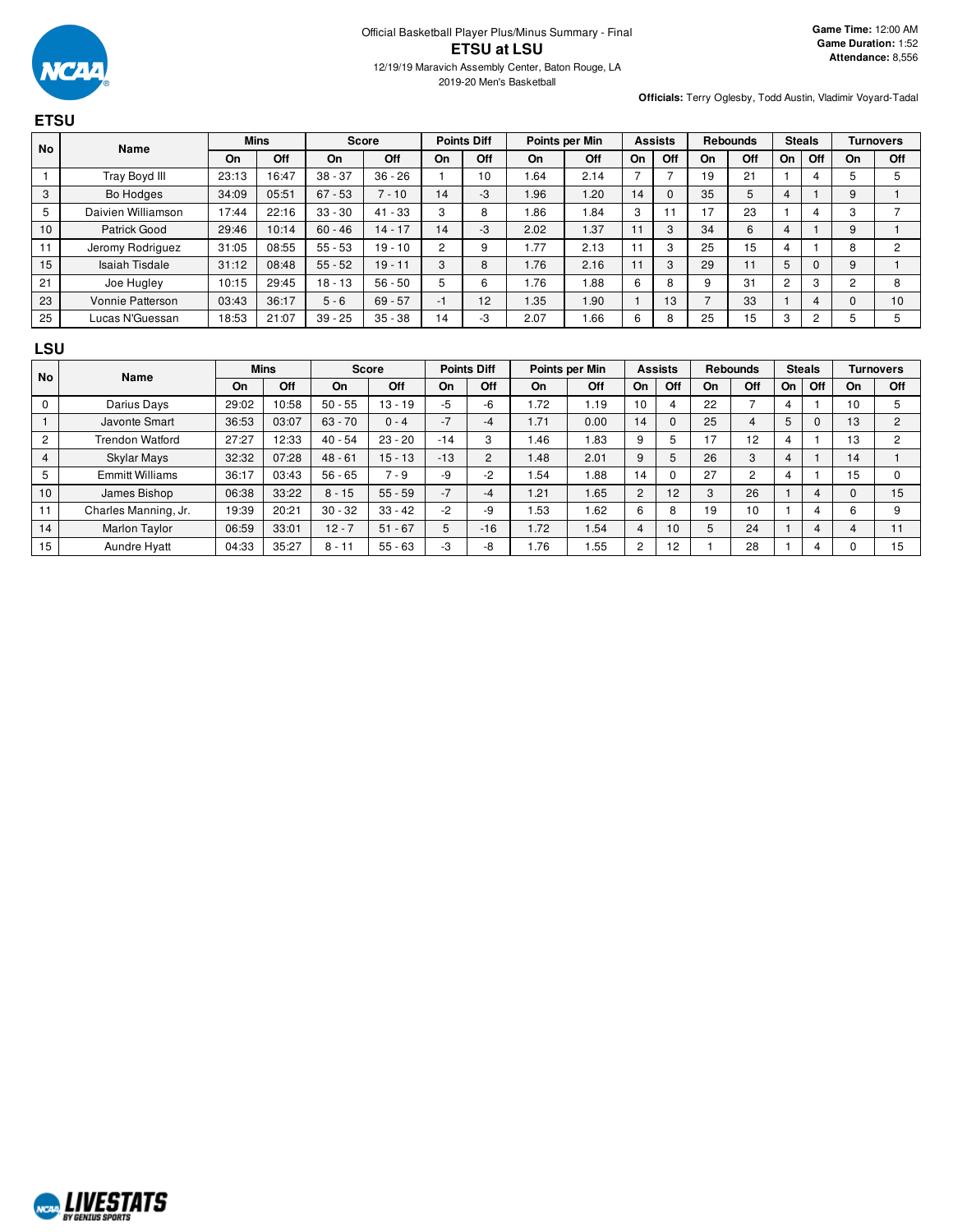Official Basketball Player Plus/Minus Summary - Final

# ETSU at LSU

12/19/19 Maravich Assembly Center, Baton Rouge, LA

2019-20 Men's Basketball

**Game Time:** 12:00 AM
**Game Duration:** 1:52
**Attendance:** 8,556

**Officials:** Terry Oglesby, Todd Austin, Vladimir Voyard-Tadal

## ETSU

| No | Name | Mins | | Score | | Points Diff | | Points per Min | | Assists | | Rebounds | | Steals | | Turnovers | |
|---|---|---|---|---|---|---|---|---|---|---|---|---|---|---|---|---|---|
| | | On | Off | On | Off | On | Off | On | Off | On | Off | On | Off | On | Off | On | Off |
| 1 | Tray Boyd III | 23:13 | 16:47 | 38 - 37 | 36 - 26 | 1 | 10 | 1.64 | 2.14 | 7 | 7 | 19 | 21 | 1 | 4 | 5 | 5 |
| 3 | Bo Hodges | 34:09 | 05:51 | 67 - 53 | 7 - 10 | 14 | -3 | 1.96 | 1.20 | 14 | 0 | 35 | 5 | 4 | 1 | 9 | 1 |
| 5 | Daivien Williamson | 17:44 | 22:16 | 33 - 30 | 41 - 33 | 3 | 8 | 1.86 | 1.84 | 3 | 11 | 17 | 23 | 1 | 4 | 3 | 7 |
| 10 | Patrick Good | 29:46 | 10:14 | 60 - 46 | 14 - 17 | 14 | -3 | 2.02 | 1.37 | 11 | 3 | 34 | 6 | 4 | 1 | 9 | 1 |
| 11 | Jeromy Rodriguez | 31:05 | 08:55 | 55 - 53 | 19 - 10 | 2 | 9 | 1.77 | 2.13 | 11 | 3 | 25 | 15 | 4 | 1 | 8 | 2 |
| 15 | Isaiah Tisdale | 31:12 | 08:48 | 55 - 52 | 19 - 11 | 3 | 8 | 1.76 | 2.16 | 11 | 3 | 29 | 11 | 5 | 0 | 9 | 1 |
| 21 | Joe Hugley | 10:15 | 29:45 | 18 - 13 | 56 - 50 | 5 | 6 | 1.76 | 1.88 | 6 | 8 | 9 | 31 | 2 | 3 | 2 | 8 |
| 23 | Vonnie Patterson | 03:43 | 36:17 | 5 - 6 | 69 - 57 | -1 | 12 | 1.35 | 1.90 | 1 | 13 | 7 | 33 | 1 | 4 | 0 | 10 |
| 25 | Lucas N'Guessan | 18:53 | 21:07 | 39 - 25 | 35 - 38 | 14 | -3 | 2.07 | 1.66 | 6 | 8 | 25 | 15 | 3 | 2 | 5 | 5 |

## LSU

| No | Name | Mins | | Score | | Points Diff | | Points per Min | | Assists | | Rebounds | | Steals | | Turnovers | |
|---|---|---|---|---|---|---|---|---|---|---|---|---|---|---|---|---|---|
| | | On | Off | On | Off | On | Off | On | Off | On | Off | On | Off | On | Off | On | Off |
| 0 | Darius Days | 29:02 | 10:58 | 50 - 55 | 13 - 19 | -5 | -6 | 1.72 | 1.19 | 10 | 4 | 22 | 7 | 4 | 1 | 10 | 5 |
| 1 | Javonte Smart | 36:53 | 03:07 | 63 - 70 | 0 - 4 | -7 | -4 | 1.71 | 0.00 | 14 | 0 | 25 | 4 | 5 | 0 | 13 | 2 |
| 2 | Trendon Watford | 27:27 | 12:33 | 40 - 54 | 23 - 20 | -14 | 3 | 1.46 | 1.83 | 9 | 5 | 17 | 12 | 4 | 1 | 13 | 2 |
| 4 | Skylar Mays | 32:32 | 07:28 | 48 - 61 | 15 - 13 | -13 | 2 | 1.48 | 2.01 | 9 | 5 | 26 | 3 | 4 | 1 | 14 | 1 |
| 5 | Emmitt Williams | 36:17 | 03:43 | 56 - 65 | 7 - 9 | -9 | -2 | 1.54 | 1.88 | 14 | 0 | 27 | 2 | 4 | 1 | 15 | 0 |
| 10 | James Bishop | 06:38 | 33:22 | 8 - 15 | 55 - 59 | -7 | -4 | 1.21 | 1.65 | 2 | 12 | 3 | 26 | 1 | 4 | 0 | 15 |
| 11 | Charles Manning, Jr. | 19:39 | 20:21 | 30 - 32 | 33 - 42 | -2 | -9 | 1.53 | 1.62 | 6 | 8 | 19 | 10 | 1 | 4 | 6 | 9 |
| 14 | Marlon Taylor | 06:59 | 33:01 | 12 - 7 | 51 - 67 | 5 | -16 | 1.72 | 1.54 | 4 | 10 | 5 | 24 | 1 | 4 | 4 | 11 |
| 15 | Aundre Hyatt | 04:33 | 35:27 | 8 - 11 | 55 - 63 | -3 | -8 | 1.76 | 1.55 | 2 | 12 | 1 | 28 | 1 | 4 | 0 | 15 |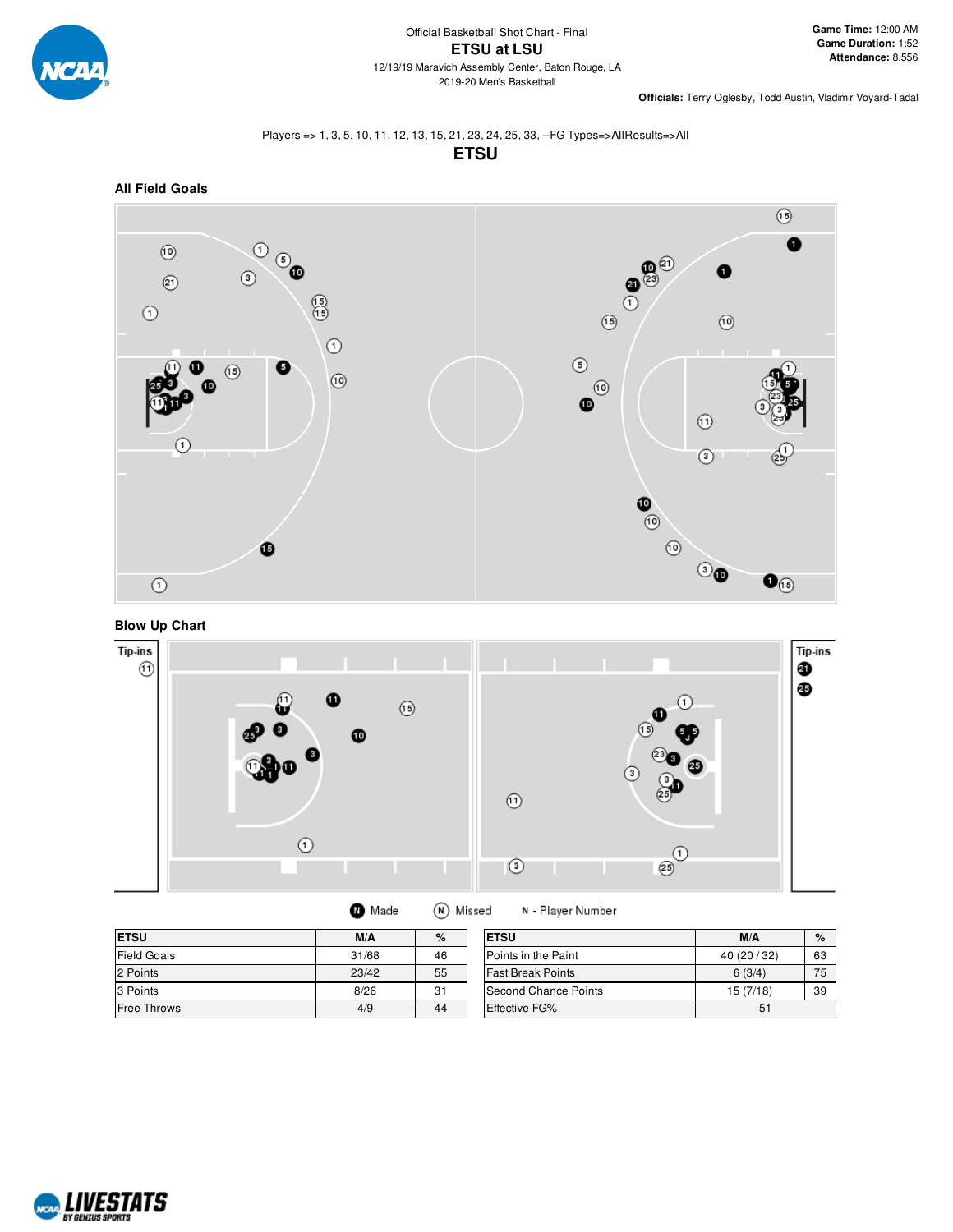Official Basketball Shot Chart - Final

# ETSU at LSU

12/19/19 Maravich Assembly Center, Baton Rouge, LA

2019-20 Men's Basketball

**Game Time:** 12:00 AM
**Game Duration:** 1:52
**Attendance:** 8,556

**Officials:** Terry Oglesby, Todd Austin, Vladimir Voyard-Tadal

Players => 1, 3, 5, 10, 11, 12, 13, 15, 21, 23, 24, 25, 33, --FG Types=>AllResults=>All

## ETSU

### All Field Goals

### Blow Up Chart

Tip-ins

Tip-ins

Made   Missed   N - Player Number

| ETSU | M/A | % |
|---|---|---|
| Field Goals | 31/68 | 46 |
| 2 Points | 23/42 | 55 |
| 3 Points | 8/26 | 31 |
| Free Throws | 4/9 | 44 |

| ETSU | M/A | % |
|---|---|---|
| Points in the Paint | 40 (20 / 32) | 63 |
| Fast Break Points | 6 (3/4) | 75 |
| Second Chance Points | 15 (7/18) | 39 |
| Effective FG% | 51 | |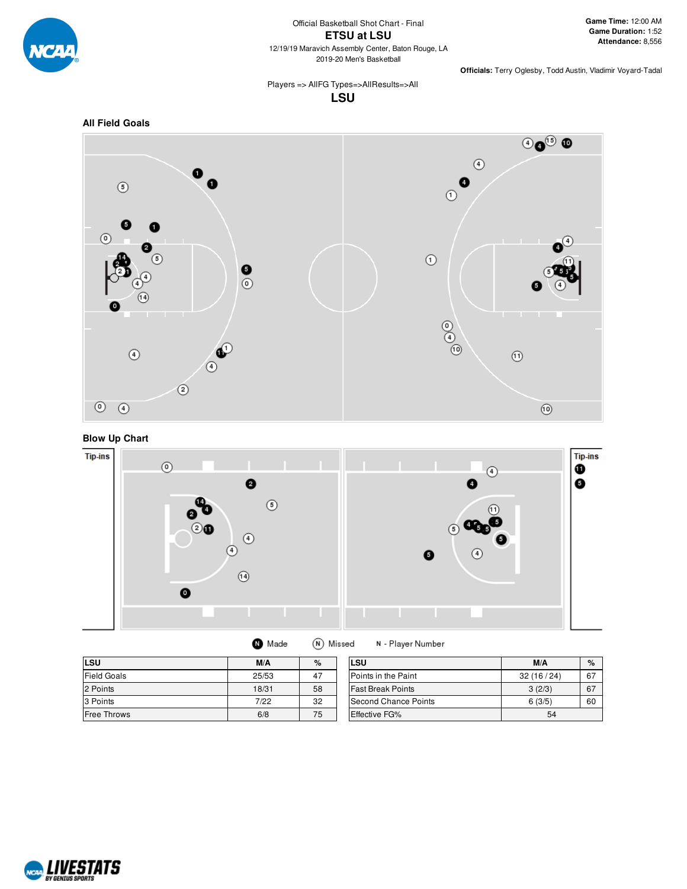Official Basketball Shot Chart - Final

# ETSU at LSU

12/19/19 Maravich Assembly Center, Baton Rouge, LA
2019-20 Men's Basketball

**Game Time:** 12:00 AM
**Game Duration:** 1:52
**Attendance:** 8,556

**Officials:** Terry Oglesby, Todd Austin, Vladimir Voyard-Tadal

Players => AllFG Types=>AllResults=>All

## LSU

### All Field Goals

### Blow Up Chart

Tip-ins

Tip-ins

N Made   N Missed   N - Player Number

| LSU | M/A | % |
|---|---|---|
| Field Goals | 25/53 | 47 |
| 2 Points | 18/31 | 58 |
| 3 Points | 7/22 | 32 |
| Free Throws | 6/8 | 75 |

| LSU | M/A | % |
|---|---|---|
| Points in the Paint | 32 (16 / 24) | 67 |
| Fast Break Points | 3 (2/3) | 67 |
| Second Chance Points | 6 (3/5) | 60 |
| Effective FG% | 54 | |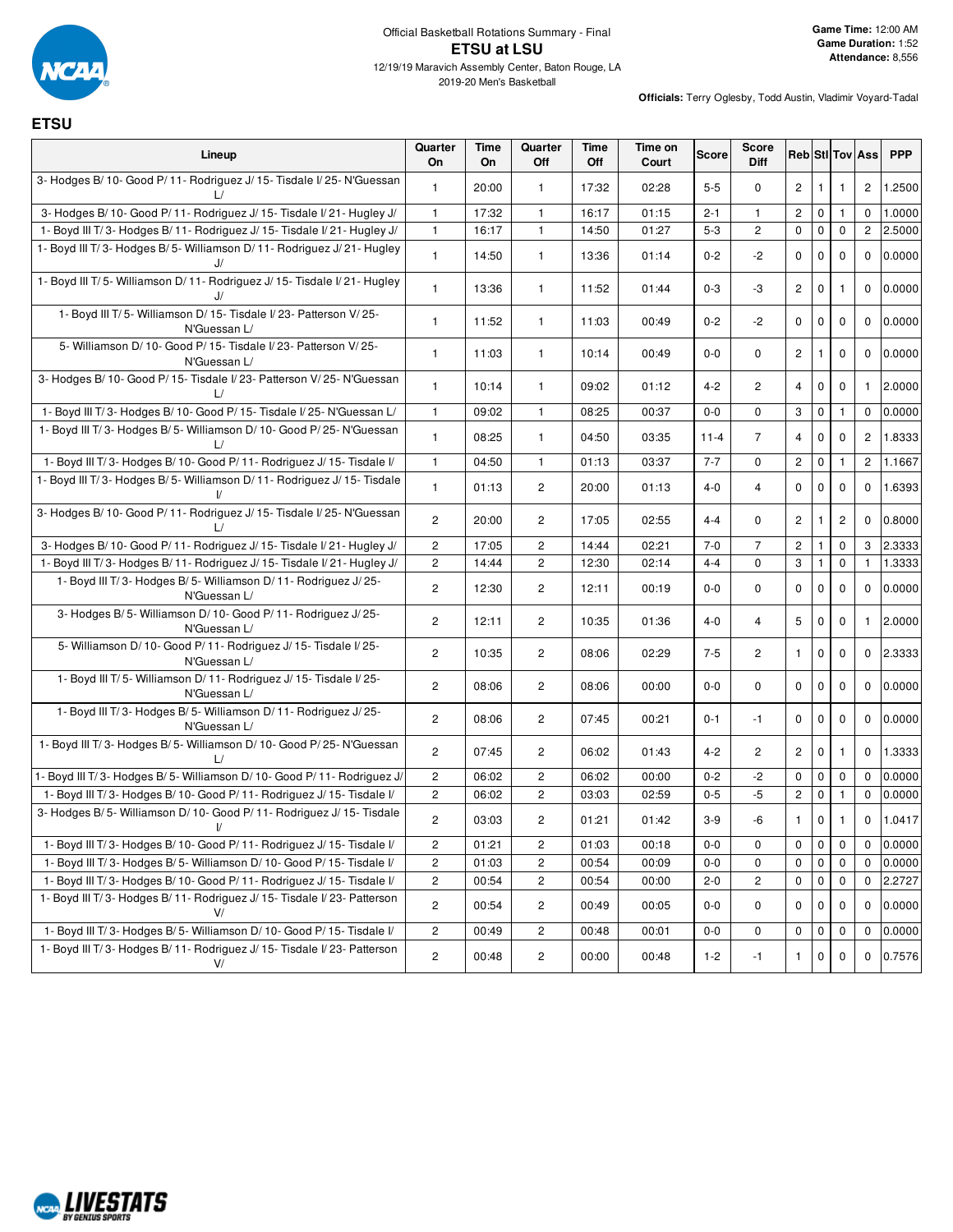Official Basketball Rotations Summary - Final

# ETSU at LSU

12/19/19 Maravich Assembly Center, Baton Rouge, LA
2019-20 Men's Basketball

**Game Time:** 12:00 AM
**Game Duration:** 1:52
**Attendance:** 8,556

**Officials:** Terry Oglesby, Todd Austin, Vladimir Voyard-Tadal

## ETSU

| Lineup | Quarter On | Time On | Quarter Off | Time Off | Time on Court | Score | Score Diff | Reb | Stl | Tov | Ass | PPP |
|---|---|---|---|---|---|---|---|---|---|---|---|---|
| 3- Hodges B/ 10- Good P/ 11- Rodriguez J/ 15- Tisdale I/ 25- N'Guessan L/ | 1 | 20:00 | 1 | 17:32 | 02:28 | 5-5 | 0 | 2 | 1 | 1 | 2 | 1.2500 |
| 3- Hodges B/ 10- Good P/ 11- Rodriguez J/ 15- Tisdale I/ 21- Hugley J/ | 1 | 17:32 | 1 | 16:17 | 01:15 | 2-1 | 1 | 2 | 0 | 1 | 0 | 1.0000 |
| 1- Boyd III T/ 3- Hodges B/ 11- Rodriguez J/ 15- Tisdale I/ 21- Hugley J/ | 1 | 16:17 | 1 | 14:50 | 01:27 | 5-3 | 2 | 0 | 0 | 0 | 2 | 2.5000 |
| 1- Boyd III T/ 3- Hodges B/ 5- Williamson D/ 11- Rodriguez J/ 21- Hugley J/ | 1 | 14:50 | 1 | 13:36 | 01:14 | 0-2 | -2 | 0 | 0 | 0 | 0 | 0.0000 |
| 1- Boyd III T/ 5- Williamson D/ 11- Rodriguez J/ 15- Tisdale I/ 21- Hugley J/ | 1 | 13:36 | 1 | 11:52 | 01:44 | 0-3 | -3 | 2 | 0 | 1 | 0 | 0.0000 |
| 1- Boyd III T/ 5- Williamson D/ 15- Tisdale I/ 23- Patterson V/ 25- N'Guessan L/ | 1 | 11:52 | 1 | 11:03 | 00:49 | 0-2 | -2 | 0 | 0 | 0 | 0 | 0.0000 |
| 5- Williamson D/ 10- Good P/ 15- Tisdale I/ 23- Patterson V/ 25- N'Guessan L/ | 1 | 11:03 | 1 | 10:14 | 00:49 | 0-0 | 0 | 2 | 1 | 0 | 0 | 0.0000 |
| 3- Hodges B/ 10- Good P/ 15- Tisdale I/ 23- Patterson V/ 25- N'Guessan L/ | 1 | 10:14 | 1 | 09:02 | 01:12 | 4-2 | 2 | 4 | 0 | 0 | 1 | 2.0000 |
| 1- Boyd III T/ 3- Hodges B/ 10- Good P/ 15- Tisdale I/ 25- N'Guessan L/ | 1 | 09:02 | 1 | 08:25 | 00:37 | 0-0 | 0 | 3 | 0 | 1 | 0 | 0.0000 |
| 1- Boyd III T/ 3- Hodges B/ 5- Williamson D/ 10- Good P/ 25- N'Guessan L/ | 1 | 08:25 | 1 | 04:50 | 03:35 | 11-4 | 7 | 4 | 0 | 0 | 2 | 1.8333 |
| 1- Boyd III T/ 3- Hodges B/ 10- Good P/ 11- Rodriguez J/ 15- Tisdale I/ | 1 | 04:50 | 1 | 01:13 | 03:37 | 7-7 | 0 | 2 | 0 | 1 | 2 | 1.1667 |
| 1- Boyd III T/ 3- Hodges B/ 5- Williamson D/ 11- Rodriguez J/ 15- Tisdale I/ | 1 | 01:13 | 2 | 20:00 | 01:13 | 4-0 | 4 | 0 | 0 | 0 | 0 | 1.6393 |
| 3- Hodges B/ 10- Good P/ 11- Rodriguez J/ 15- Tisdale I/ 25- N'Guessan L/ | 2 | 20:00 | 2 | 17:05 | 02:55 | 4-4 | 0 | 2 | 1 | 2 | 0 | 0.8000 |
| 3- Hodges B/ 10- Good P/ 11- Rodriguez J/ 15- Tisdale I/ 21- Hugley J/ | 2 | 17:05 | 2 | 14:44 | 02:21 | 7-0 | 7 | 2 | 1 | 0 | 3 | 2.3333 |
| 1- Boyd III T/ 3- Hodges B/ 11- Rodriguez J/ 15- Tisdale I/ 21- Hugley J/ | 2 | 14:44 | 2 | 12:30 | 02:14 | 4-4 | 0 | 3 | 1 | 0 | 1 | 1.3333 |
| 1- Boyd III T/ 3- Hodges B/ 5- Williamson D/ 11- Rodriguez J/ 25- N'Guessan L/ | 2 | 12:30 | 2 | 12:11 | 00:19 | 0-0 | 0 | 0 | 0 | 0 | 0 | 0.0000 |
| 3- Hodges B/ 5- Williamson D/ 10- Good P/ 11- Rodriguez J/ 25- N'Guessan L/ | 2 | 12:11 | 2 | 10:35 | 01:36 | 4-0 | 4 | 5 | 0 | 0 | 1 | 2.0000 |
| 5- Williamson D/ 10- Good P/ 11- Rodriguez J/ 15- Tisdale I/ 25- N'Guessan L/ | 2 | 10:35 | 2 | 08:06 | 02:29 | 7-5 | 2 | 1 | 0 | 0 | 0 | 2.3333 |
| 1- Boyd III T/ 5- Williamson D/ 11- Rodriguez J/ 15- Tisdale I/ 25- N'Guessan L/ | 2 | 08:06 | 2 | 08:06 | 00:00 | 0-0 | 0 | 0 | 0 | 0 | 0 | 0.0000 |
| 1- Boyd III T/ 3- Hodges B/ 5- Williamson D/ 11- Rodriguez J/ 25- N'Guessan L/ | 2 | 08:06 | 2 | 07:45 | 00:21 | 0-1 | -1 | 0 | 0 | 0 | 0 | 0.0000 |
| 1- Boyd III T/ 3- Hodges B/ 5- Williamson D/ 10- Good P/ 25- N'Guessan L/ | 2 | 07:45 | 2 | 06:02 | 01:43 | 4-2 | 2 | 2 | 0 | 1 | 0 | 1.3333 |
| 1- Boyd III T/ 3- Hodges B/ 5- Williamson D/ 10- Good P/ 11- Rodriguez J/ | 2 | 06:02 | 2 | 06:02 | 00:00 | 0-2 | -2 | 0 | 0 | 0 | 0 | 0.0000 |
| 1- Boyd III T/ 3- Hodges B/ 10- Good P/ 11- Rodriguez J/ 15- Tisdale I/ | 2 | 06:02 | 2 | 03:03 | 02:59 | 0-5 | -5 | 2 | 0 | 1 | 0 | 0.0000 |
| 3- Hodges B/ 5- Williamson D/ 10- Good P/ 11- Rodriguez J/ 15- Tisdale I/ | 2 | 03:03 | 2 | 01:21 | 01:42 | 3-9 | -6 | 1 | 0 | 1 | 0 | 1.0417 |
| 1- Boyd III T/ 3- Hodges B/ 10- Good P/ 11- Rodriguez J/ 15- Tisdale I/ | 2 | 01:21 | 2 | 01:03 | 00:18 | 0-0 | 0 | 0 | 0 | 0 | 0 | 0.0000 |
| 1- Boyd III T/ 3- Hodges B/ 5- Williamson D/ 10- Good P/ 15- Tisdale I/ | 2 | 01:03 | 2 | 00:54 | 00:09 | 0-0 | 0 | 0 | 0 | 0 | 0 | 0.0000 |
| 1- Boyd III T/ 3- Hodges B/ 10- Good P/ 11- Rodriguez J/ 15- Tisdale I/ | 2 | 00:54 | 2 | 00:54 | 00:00 | 2-0 | 2 | 0 | 0 | 0 | 0 | 2.2727 |
| 1- Boyd III T/ 3- Hodges B/ 11- Rodriguez J/ 15- Tisdale I/ 23- Patterson V/ | 2 | 00:54 | 2 | 00:49 | 00:05 | 0-0 | 0 | 0 | 0 | 0 | 0 | 0.0000 |
| 1- Boyd III T/ 3- Hodges B/ 5- Williamson D/ 10- Good P/ 15- Tisdale I/ | 2 | 00:49 | 2 | 00:48 | 00:01 | 0-0 | 0 | 0 | 0 | 0 | 0 | 0.0000 |
| 1- Boyd III T/ 3- Hodges B/ 11- Rodriguez J/ 15- Tisdale I/ 23- Patterson V/ | 2 | 00:48 | 2 | 00:00 | 00:48 | 1-2 | -1 | 1 | 0 | 0 | 0 | 0.7576 |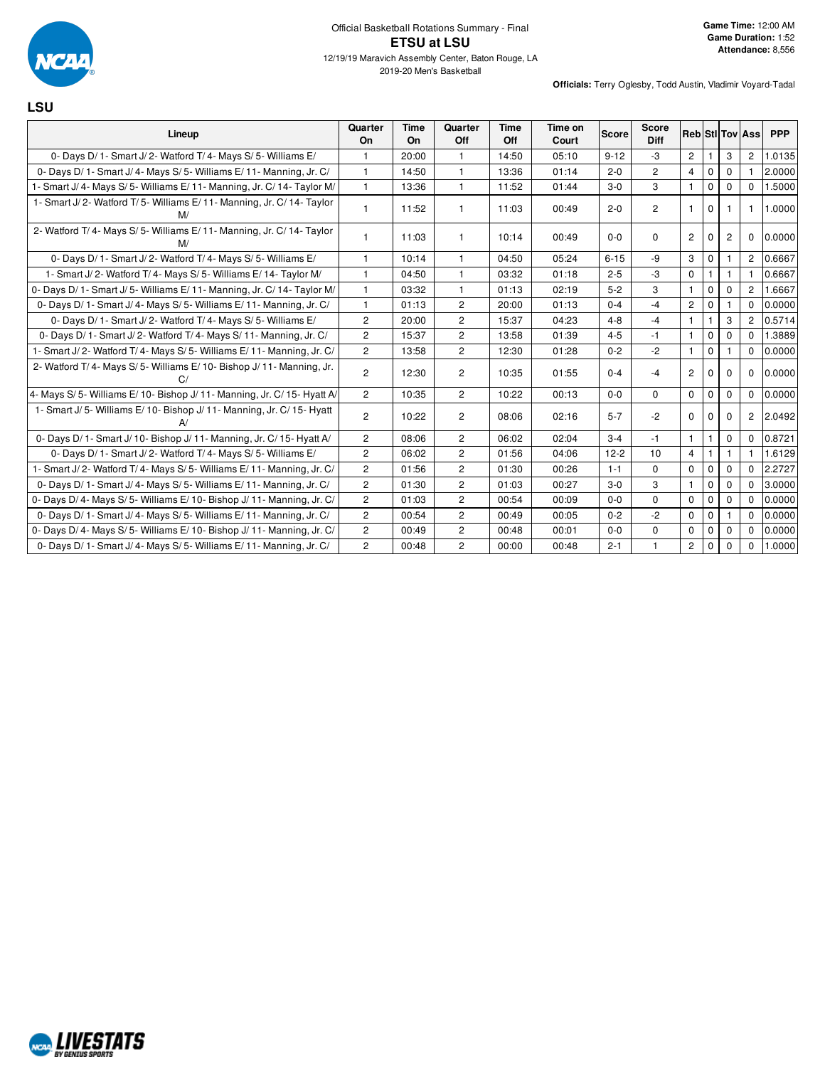Official Basketball Rotations Summary - Final

# ETSU at LSU

12/19/19 Maravich Assembly Center, Baton Rouge, LA

2019-20 Men's Basketball

**Game Time:** 12:00 AM
**Game Duration:** 1:52
**Attendance:** 8,556

**Officials:** Terry Oglesby, Todd Austin, Vladimir Voyard-Tadal

## LSU

| Lineup | Quarter On | Time On | Quarter Off | Time Off | Time on Court | Score | Score Diff | Reb | Stl | Tov | Ass | PPP |
|---|---|---|---|---|---|---|---|---|---|---|---|---|
| 0- Days D/ 1- Smart J/ 2- Watford T/ 4- Mays S/ 5- Williams E/ | 1 | 20:00 | 1 | 14:50 | 05:10 | 9-12 | -3 | 2 | 1 | 3 | 2 | 1.0135 |
| 0- Days D/ 1- Smart J/ 4- Mays S/ 5- Williams E/ 11- Manning, Jr. C/ | 1 | 14:50 | 1 | 13:36 | 01:14 | 2-0 | 2 | 4 | 0 | 0 | 1 | 2.0000 |
| 1- Smart J/ 4- Mays S/ 5- Williams E/ 11- Manning, Jr. C/ 14- Taylor M/ | 1 | 13:36 | 1 | 11:52 | 01:44 | 3-0 | 3 | 1 | 0 | 0 | 0 | 1.5000 |
| 1- Smart J/ 2- Watford T/ 5- Williams E/ 11- Manning, Jr. C/ 14- Taylor M/ | 1 | 11:52 | 1 | 11:03 | 00:49 | 2-0 | 2 | 1 | 0 | 1 | 1 | 1.0000 |
| 2- Watford T/ 4- Mays S/ 5- Williams E/ 11- Manning, Jr. C/ 14- Taylor M/ | 1 | 11:03 | 1 | 10:14 | 00:49 | 0-0 | 0 | 2 | 0 | 2 | 0 | 0.0000 |
| 0- Days D/ 1- Smart J/ 2- Watford T/ 4- Mays S/ 5- Williams E/ | 1 | 10:14 | 1 | 04:50 | 05:24 | 6-15 | -9 | 3 | 0 | 1 | 2 | 0.6667 |
| 1- Smart J/ 2- Watford T/ 4- Mays S/ 5- Williams E/ 14- Taylor M/ | 1 | 04:50 | 1 | 03:32 | 01:18 | 2-5 | -3 | 0 | 1 | 1 | 1 | 0.6667 |
| 0- Days D/ 1- Smart J/ 5- Williams E/ 11- Manning, Jr. C/ 14- Taylor M/ | 1 | 03:32 | 1 | 01:13 | 02:19 | 5-2 | 3 | 1 | 0 | 0 | 2 | 1.6667 |
| 0- Days D/ 1- Smart J/ 4- Mays S/ 5- Williams E/ 11- Manning, Jr. C/ | 1 | 01:13 | 2 | 20:00 | 01:13 | 0-4 | -4 | 2 | 0 | 1 | 0 | 0.0000 |
| 0- Days D/ 1- Smart J/ 2- Watford T/ 4- Mays S/ 5- Williams E/ | 2 | 20:00 | 2 | 15:37 | 04:23 | 4-8 | -4 | 1 | 1 | 3 | 2 | 0.5714 |
| 0- Days D/ 1- Smart J/ 2- Watford T/ 4- Mays S/ 11- Manning, Jr. C/ | 2 | 15:37 | 2 | 13:58 | 01:39 | 4-5 | -1 | 1 | 0 | 0 | 0 | 1.3889 |
| 1- Smart J/ 2- Watford T/ 4- Mays S/ 5- Williams E/ 11- Manning, Jr. C/ | 2 | 13:58 | 2 | 12:30 | 01:28 | 0-2 | -2 | 1 | 0 | 1 | 0 | 0.0000 |
| 2- Watford T/ 4- Mays S/ 5- Williams E/ 10- Bishop J/ 11- Manning, Jr. C/ | 2 | 12:30 | 2 | 10:35 | 01:55 | 0-4 | -4 | 2 | 0 | 0 | 0 | 0.0000 |
| 4- Mays S/ 5- Williams E/ 10- Bishop J/ 11- Manning, Jr. C/ 15- Hyatt A/ | 2 | 10:35 | 2 | 10:22 | 00:13 | 0-0 | 0 | 0 | 0 | 0 | 0 | 0.0000 |
| 1- Smart J/ 5- Williams E/ 10- Bishop J/ 11- Manning, Jr. C/ 15- Hyatt A/ | 2 | 10:22 | 2 | 08:06 | 02:16 | 5-7 | -2 | 0 | 0 | 0 | 2 | 2.0492 |
| 0- Days D/ 1- Smart J/ 10- Bishop J/ 11- Manning, Jr. C/ 15- Hyatt A/ | 2 | 08:06 | 2 | 06:02 | 02:04 | 3-4 | -1 | 1 | 1 | 0 | 0 | 0.8721 |
| 0- Days D/ 1- Smart J/ 2- Watford T/ 4- Mays S/ 5- Williams E/ | 2 | 06:02 | 2 | 01:56 | 04:06 | 12-2 | 10 | 4 | 1 | 1 | 1 | 1.6129 |
| 1- Smart J/ 2- Watford T/ 4- Mays S/ 5- Williams E/ 11- Manning, Jr. C/ | 2 | 01:56 | 2 | 01:30 | 00:26 | 1-1 | 0 | 0 | 0 | 0 | 0 | 2.2727 |
| 0- Days D/ 1- Smart J/ 4- Mays S/ 5- Williams E/ 11- Manning, Jr. C/ | 2 | 01:30 | 2 | 01:03 | 00:27 | 3-0 | 3 | 1 | 0 | 0 | 0 | 3.0000 |
| 0- Days D/ 4- Mays S/ 5- Williams E/ 10- Bishop J/ 11- Manning, Jr. C/ | 2 | 01:03 | 2 | 00:54 | 00:09 | 0-0 | 0 | 0 | 0 | 0 | 0 | 0.0000 |
| 0- Days D/ 1- Smart J/ 4- Mays S/ 5- Williams E/ 11- Manning, Jr. C/ | 2 | 00:54 | 2 | 00:49 | 00:05 | 0-2 | -2 | 0 | 0 | 1 | 0 | 0.0000 |
| 0- Days D/ 4- Mays S/ 5- Williams E/ 10- Bishop J/ 11- Manning, Jr. C/ | 2 | 00:49 | 2 | 00:48 | 00:01 | 0-0 | 0 | 0 | 0 | 0 | 0 | 0.0000 |
| 0- Days D/ 1- Smart J/ 4- Mays S/ 5- Williams E/ 11- Manning, Jr. C/ | 2 | 00:48 | 2 | 00:00 | 00:48 | 2-1 | 1 | 2 | 0 | 0 | 0 | 1.0000 |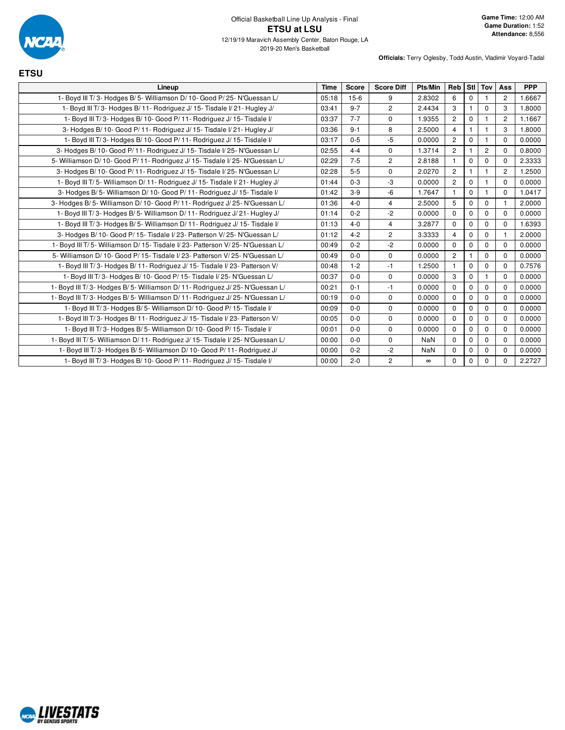Official Basketball Line Up Analysis - Final

# ETSU at LSU

12/19/19 Maravich Assembly Center, Baton Rouge, LA

2019-20 Men's Basketball

**Game Time:** 12:00 AM
**Game Duration:** 1:52
**Attendance:** 8,556

**Officials:** Terry Oglesby, Todd Austin, Vladimir Voyard-Tadal

## ETSU

| Lineup | Time | Score | Score Diff | Pts/Min | Reb | Stl | Tov | Ass | PPP |
|---|---|---|---|---|---|---|---|---|---|
| 1- Boyd III T/ 3- Hodges B/ 5- Williamson D/ 10- Good P/ 25- N'Guessan L/ | 05:18 | 15-6 | 9 | 2.8302 | 6 | 0 | 1 | 2 | 1.6667 |
| 1- Boyd III T/ 3- Hodges B/ 11- Rodriguez J/ 15- Tisdale I/ 21- Hugley J/ | 03:41 | 9-7 | 2 | 2.4434 | 3 | 1 | 0 | 3 | 1.8000 |
| 1- Boyd III T/ 3- Hodges B/ 10- Good P/ 11- Rodriguez J/ 15- Tisdale I/ | 03:37 | 7-7 | 0 | 1.9355 | 2 | 0 | 1 | 2 | 1.1667 |
| 3- Hodges B/ 10- Good P/ 11- Rodriguez J/ 15- Tisdale I/ 21- Hugley J/ | 03:36 | 9-1 | 8 | 2.5000 | 4 | 1 | 1 | 3 | 1.8000 |
| 1- Boyd III T/ 3- Hodges B/ 10- Good P/ 11- Rodriguez J/ 15- Tisdale I/ | 03:17 | 0-5 | -5 | 0.0000 | 2 | 0 | 1 | 0 | 0.0000 |
| 3- Hodges B/ 10- Good P/ 11- Rodriguez J/ 15- Tisdale I/ 25- N'Guessan L/ | 02:55 | 4-4 | 0 | 1.3714 | 2 | 1 | 2 | 0 | 0.8000 |
| 5- Williamson D/ 10- Good P/ 11- Rodriguez J/ 15- Tisdale I/ 25- N'Guessan L/ | 02:29 | 7-5 | 2 | 2.8188 | 1 | 0 | 0 | 0 | 2.3333 |
| 3- Hodges B/ 10- Good P/ 11- Rodriguez J/ 15- Tisdale I/ 25- N'Guessan L/ | 02:28 | 5-5 | 0 | 2.0270 | 2 | 1 | 1 | 2 | 1.2500 |
| 1- Boyd III T/ 5- Williamson D/ 11- Rodriguez J/ 15- Tisdale I/ 21- Hugley J/ | 01:44 | 0-3 | -3 | 0.0000 | 2 | 0 | 1 | 0 | 0.0000 |
| 3- Hodges B/ 5- Williamson D/ 10- Good P/ 11- Rodriguez J/ 15- Tisdale I/ | 01:42 | 3-9 | -6 | 1.7647 | 1 | 0 | 1 | 0 | 1.0417 |
| 3- Hodges B/ 5- Williamson D/ 10- Good P/ 11- Rodriguez J/ 25- N'Guessan L/ | 01:36 | 4-0 | 4 | 2.5000 | 5 | 0 | 0 | 1 | 2.0000 |
| 1- Boyd III T/ 3- Hodges B/ 5- Williamson D/ 11- Rodriguez J/ 21- Hugley J/ | 01:14 | 0-2 | -2 | 0.0000 | 0 | 0 | 0 | 0 | 0.0000 |
| 1- Boyd III T/ 3- Hodges B/ 5- Williamson D/ 11- Rodriguez J/ 15- Tisdale I/ | 01:13 | 4-0 | 4 | 3.2877 | 0 | 0 | 0 | 0 | 1.6393 |
| 3- Hodges B/ 10- Good P/ 15- Tisdale I/ 23- Patterson V/ 25- N'Guessan L/ | 01:12 | 4-2 | 2 | 3.3333 | 4 | 0 | 0 | 1 | 2.0000 |
| 1- Boyd III T/ 5- Williamson D/ 15- Tisdale I/ 23- Patterson V/ 25- N'Guessan L/ | 00:49 | 0-2 | -2 | 0.0000 | 0 | 0 | 0 | 0 | 0.0000 |
| 5- Williamson D/ 10- Good P/ 15- Tisdale I/ 23- Patterson V/ 25- N'Guessan L/ | 00:49 | 0-0 | 0 | 0.0000 | 2 | 1 | 0 | 0 | 0.0000 |
| 1- Boyd III T/ 3- Hodges B/ 11- Rodriguez J/ 15- Tisdale I/ 23- Patterson V/ | 00:48 | 1-2 | -1 | 1.2500 | 1 | 0 | 0 | 0 | 0.7576 |
| 1- Boyd III T/ 3- Hodges B/ 10- Good P/ 15- Tisdale I/ 25- N'Guessan L/ | 00:37 | 0-0 | 0 | 0.0000 | 3 | 0 | 1 | 0 | 0.0000 |
| 1- Boyd III T/ 3- Hodges B/ 5- Williamson D/ 11- Rodriguez J/ 25- N'Guessan L/ | 00:21 | 0-1 | -1 | 0.0000 | 0 | 0 | 0 | 0 | 0.0000 |
| 1- Boyd III T/ 3- Hodges B/ 5- Williamson D/ 11- Rodriguez J/ 25- N'Guessan L/ | 00:19 | 0-0 | 0 | 0.0000 | 0 | 0 | 0 | 0 | 0.0000 |
| 1- Boyd III T/ 3- Hodges B/ 5- Williamson D/ 10- Good P/ 15- Tisdale I/ | 00:09 | 0-0 | 0 | 0.0000 | 0 | 0 | 0 | 0 | 0.0000 |
| 1- Boyd III T/ 3- Hodges B/ 11- Rodriguez J/ 15- Tisdale I/ 23- Patterson V/ | 00:05 | 0-0 | 0 | 0.0000 | 0 | 0 | 0 | 0 | 0.0000 |
| 1- Boyd III T/ 3- Hodges B/ 5- Williamson D/ 10- Good P/ 15- Tisdale I/ | 00:01 | 0-0 | 0 | 0.0000 | 0 | 0 | 0 | 0 | 0.0000 |
| 1- Boyd III T/ 5- Williamson D/ 11- Rodriguez J/ 15- Tisdale I/ 25- N'Guessan L/ | 00:00 | 0-0 | 0 | NaN | 0 | 0 | 0 | 0 | 0.0000 |
| 1- Boyd III T/ 3- Hodges B/ 5- Williamson D/ 10- Good P/ 11- Rodriguez J/ | 00:00 | 0-2 | -2 | NaN | 0 | 0 | 0 | 0 | 0.0000 |
| 1- Boyd III T/ 3- Hodges B/ 10- Good P/ 11- Rodriguez J/ 15- Tisdale I/ | 00:00 | 2-0 | 2 | ∞ | 0 | 0 | 0 | 0 | 2.2727 |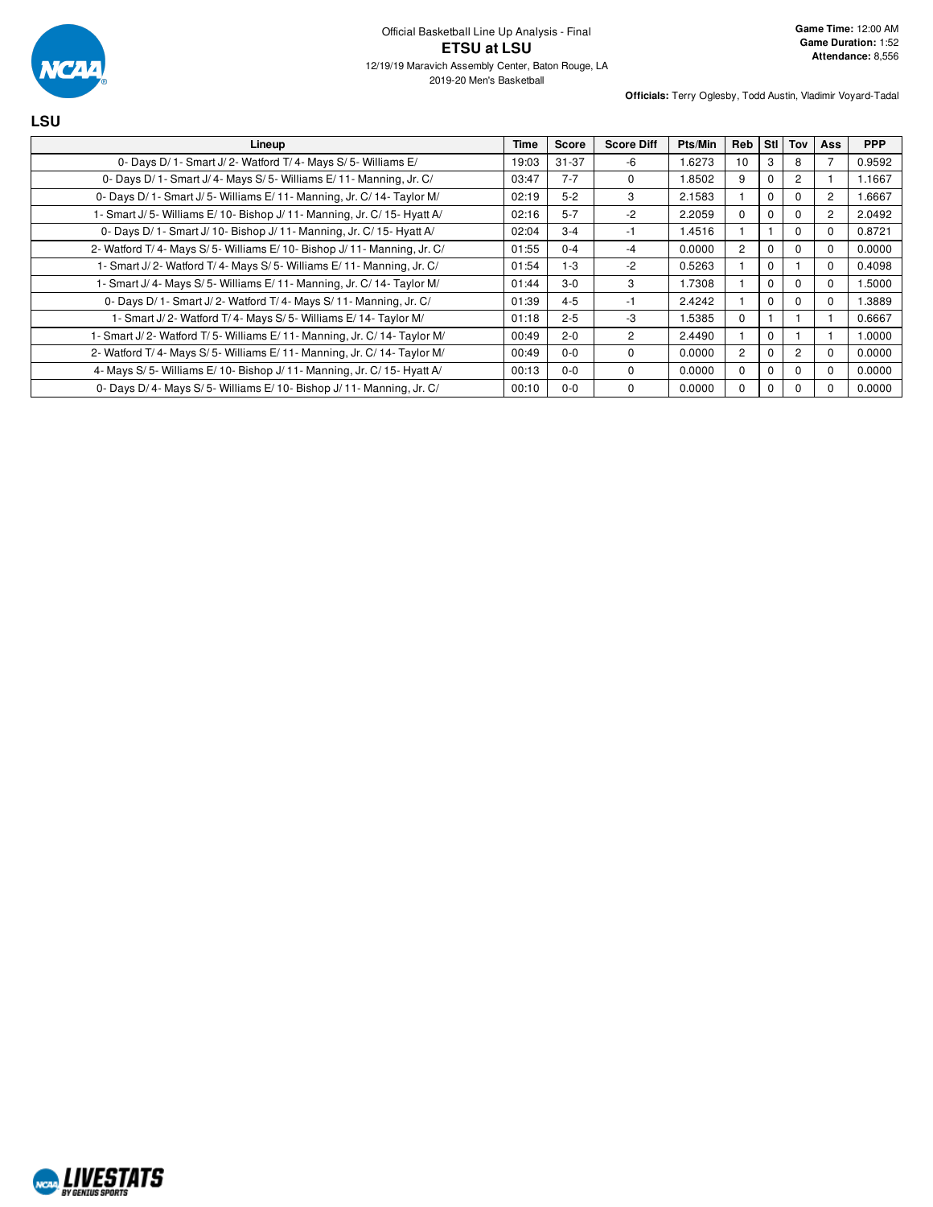Official Basketball Line Up Analysis - Final

# ETSU at LSU

12/19/19 Maravich Assembly Center, Baton Rouge, LA
2019-20 Men's Basketball

**Game Time:** 12:00 AM
**Game Duration:** 1:52
**Attendance:** 8,556

**Officials:** Terry Oglesby, Todd Austin, Vladimir Voyard-Tadal

## LSU

| Lineup | Time | Score | Score Diff | Pts/Min | Reb | Stl | Tov | Ass | PPP |
|---|---|---|---|---|---|---|---|---|---|
| 0- Days D/ 1- Smart J/ 2- Watford T/ 4- Mays S/ 5- Williams E/ | 19:03 | 31-37 | -6 | 1.6273 | 10 | 3 | 8 | 7 | 0.9592 |
| 0- Days D/ 1- Smart J/ 4- Mays S/ 5- Williams E/ 11- Manning, Jr. C/ | 03:47 | 7-7 | 0 | 1.8502 | 9 | 0 | 2 | 1 | 1.1667 |
| 0- Days D/ 1- Smart J/ 5- Williams E/ 11- Manning, Jr. C/ 14- Taylor M/ | 02:19 | 5-2 | 3 | 2.1583 | 1 | 0 | 0 | 2 | 1.6667 |
| 1- Smart J/ 5- Williams E/ 10- Bishop J/ 11- Manning, Jr. C/ 15- Hyatt A/ | 02:16 | 5-7 | -2 | 2.2059 | 0 | 0 | 0 | 2 | 2.0492 |
| 0- Days D/ 1- Smart J/ 10- Bishop J/ 11- Manning, Jr. C/ 15- Hyatt A/ | 02:04 | 3-4 | -1 | 1.4516 | 1 | 1 | 0 | 0 | 0.8721 |
| 2- Watford T/ 4- Mays S/ 5- Williams E/ 10- Bishop J/ 11- Manning, Jr. C/ | 01:55 | 0-4 | -4 | 0.0000 | 2 | 0 | 0 | 0 | 0.0000 |
| 1- Smart J/ 2- Watford T/ 4- Mays S/ 5- Williams E/ 11- Manning, Jr. C/ | 01:54 | 1-3 | -2 | 0.5263 | 1 | 0 | 1 | 0 | 0.4098 |
| 1- Smart J/ 4- Mays S/ 5- Williams E/ 11- Manning, Jr. C/ 14- Taylor M/ | 01:44 | 3-0 | 3 | 1.7308 | 1 | 0 | 0 | 0 | 1.5000 |
| 0- Days D/ 1- Smart J/ 2- Watford T/ 4- Mays S/ 11- Manning, Jr. C/ | 01:39 | 4-5 | -1 | 2.4242 | 1 | 0 | 0 | 0 | 1.3889 |
| 1- Smart J/ 2- Watford T/ 4- Mays S/ 5- Williams E/ 14- Taylor M/ | 01:18 | 2-5 | -3 | 1.5385 | 0 | 1 | 1 | 1 | 0.6667 |
| 1- Smart J/ 2- Watford T/ 5- Williams E/ 11- Manning, Jr. C/ 14- Taylor M/ | 00:49 | 2-0 | 2 | 2.4490 | 1 | 0 | 1 | 1 | 1.0000 |
| 2- Watford T/ 4- Mays S/ 5- Williams E/ 11- Manning, Jr. C/ 14- Taylor M/ | 00:49 | 0-0 | 0 | 0.0000 | 2 | 0 | 2 | 0 | 0.0000 |
| 4- Mays S/ 5- Williams E/ 10- Bishop J/ 11- Manning, Jr. C/ 15- Hyatt A/ | 00:13 | 0-0 | 0 | 0.0000 | 0 | 0 | 0 | 0 | 0.0000 |
| 0- Days D/ 4- Mays S/ 5- Williams E/ 10- Bishop J/ 11- Manning, Jr. C/ | 00:10 | 0-0 | 0 | 0.0000 | 0 | 0 | 0 | 0 | 0.0000 |